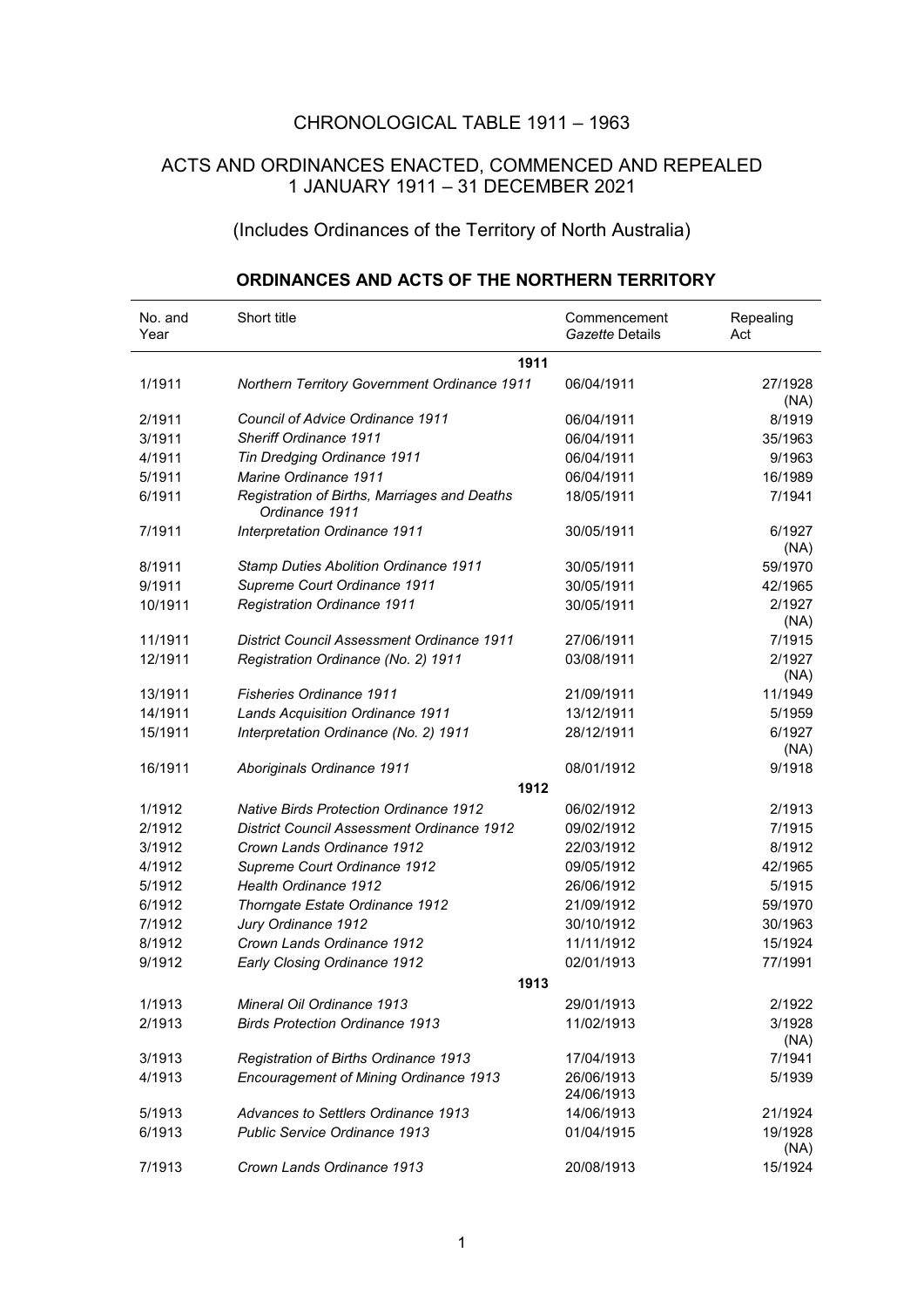# CHRONOLOGICAL TABLE 1911 – 1963

## ACTS AND ORDINANCES ENACTED, COMMENCED AND REPEALED 1 JANUARY 1911 – 31 DECEMBER 2021

### (Includes Ordinances of the Territory of North Australia)

### ORDINANCES AND ACTS OF THE NORTHERN TERRITORY

| No. and Year | Short title | Commencement *Gazette* Details | Repealing Act |
|---|---|---|---|
| | **1911** | | |
| 1/1911 | *Northern Territory Government Ordinance 1911* | 06/04/1911 | 27/1928 (NA) |
| 2/1911 | *Council of Advice Ordinance 1911* | 06/04/1911 | 8/1919 |
| 3/1911 | *Sheriff Ordinance 1911* | 06/04/1911 | 35/1963 |
| 4/1911 | *Tin Dredging Ordinance 1911* | 06/04/1911 | 9/1963 |
| 5/1911 | *Marine Ordinance 1911* | 06/04/1911 | 16/1989 |
| 6/1911 | *Registration of Births, Marriages and Deaths Ordinance 1911* | 18/05/1911 | 7/1941 |
| 7/1911 | *Interpretation Ordinance 1911* | 30/05/1911 | 6/1927 (NA) |
| 8/1911 | *Stamp Duties Abolition Ordinance 1911* | 30/05/1911 | 59/1970 |
| 9/1911 | *Supreme Court Ordinance 1911* | 30/05/1911 | 42/1965 |
| 10/1911 | *Registration Ordinance 1911* | 30/05/1911 | 2/1927 (NA) |
| 11/1911 | *District Council Assessment Ordinance 1911* | 27/06/1911 | 7/1915 |
| 12/1911 | *Registration Ordinance (No. 2) 1911* | 03/08/1911 | 2/1927 (NA) |
| 13/1911 | *Fisheries Ordinance 1911* | 21/09/1911 | 11/1949 |
| 14/1911 | *Lands Acquisition Ordinance 1911* | 13/12/1911 | 5/1959 |
| 15/1911 | *Interpretation Ordinance (No. 2) 1911* | 28/12/1911 | 6/1927 (NA) |
| 16/1911 | *Aboriginals Ordinance 1911* | 08/01/1912 | 9/1918 |
| | **1912** | | |
| 1/1912 | *Native Birds Protection Ordinance 1912* | 06/02/1912 | 2/1913 |
| 2/1912 | *District Council Assessment Ordinance 1912* | 09/02/1912 | 7/1915 |
| 3/1912 | *Crown Lands Ordinance 1912* | 22/03/1912 | 8/1912 |
| 4/1912 | *Supreme Court Ordinance 1912* | 09/05/1912 | 42/1965 |
| 5/1912 | *Health Ordinance 1912* | 26/06/1912 | 5/1915 |
| 6/1912 | *Thorngate Estate Ordinance 1912* | 21/09/1912 | 59/1970 |
| 7/1912 | *Jury Ordinance 1912* | 30/10/1912 | 30/1963 |
| 8/1912 | *Crown Lands Ordinance 1912* | 11/11/1912 | 15/1924 |
| 9/1912 | *Early Closing Ordinance 1912* | 02/01/1913 | 77/1991 |
| | **1913** | | |
| 1/1913 | *Mineral Oil Ordinance 1913* | 29/01/1913 | 2/1922 |
| 2/1913 | *Birds Protection Ordinance 1913* | 11/02/1913 | 3/1928 (NA) |
| 3/1913 | *Registration of Births Ordinance 1913* | 17/04/1913 | 7/1941 |
| 4/1913 | *Encouragement of Mining Ordinance 1913* | 26/06/1913 24/06/1913 | 5/1939 |
| 5/1913 | *Advances to Settlers Ordinance 1913* | 14/06/1913 | 21/1924 |
| 6/1913 | *Public Service Ordinance 1913* | 01/04/1915 | 19/1928 (NA) |
| 7/1913 | *Crown Lands Ordinance 1913* | 20/08/1913 | 15/1924 |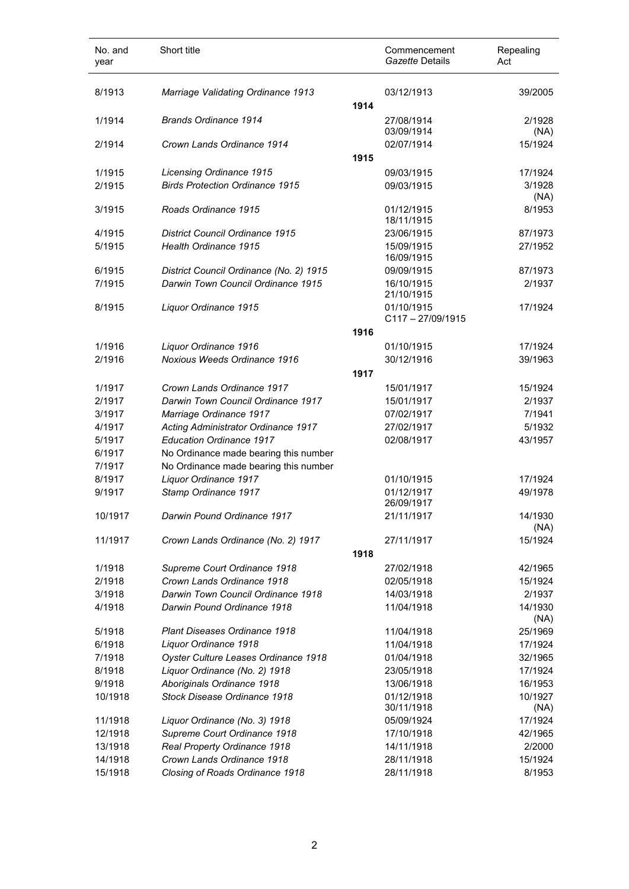| No. and year | Short title | Commencement *Gazette* Details | Repealing Act |
|---|---|---|---|
| 8/1913 | *Marriage Validating Ordinance 1913* | 03/12/1913 | 39/2005 |
| | **1914** | | |
| 1/1914 | *Brands Ordinance 1914* | 27/08/1914 03/09/1914 | 2/1928 (NA) |
| 2/1914 | *Crown Lands Ordinance 1914* | 02/07/1914 | 15/1924 |
| | **1915** | | |
| 1/1915 | *Licensing Ordinance 1915* | 09/03/1915 | 17/1924 |
| 2/1915 | *Birds Protection Ordinance 1915* | 09/03/1915 | 3/1928 (NA) |
| 3/1915 | *Roads Ordinance 1915* | 01/12/1915 18/11/1915 | 8/1953 |
| 4/1915 | *District Council Ordinance 1915* | 23/06/1915 | 87/1973 |
| 5/1915 | *Health Ordinance 1915* | 15/09/1915 16/09/1915 | 27/1952 |
| 6/1915 | *District Council Ordinance (No. 2) 1915* | 09/09/1915 | 87/1973 |
| 7/1915 | *Darwin Town Council Ordinance 1915* | 16/10/1915 21/10/1915 | 2/1937 |
| 8/1915 | *Liquor Ordinance 1915* | 01/10/1915 C117 – 27/09/1915 | 17/1924 |
| | **1916** | | |
| 1/1916 | *Liquor Ordinance 1916* | 01/10/1915 | 17/1924 |
| 2/1916 | *Noxious Weeds Ordinance 1916* | 30/12/1916 | 39/1963 |
| | **1917** | | |
| 1/1917 | *Crown Lands Ordinance 1917* | 15/01/1917 | 15/1924 |
| 2/1917 | *Darwin Town Council Ordinance 1917* | 15/01/1917 | 2/1937 |
| 3/1917 | *Marriage Ordinance 1917* | 07/02/1917 | 7/1941 |
| 4/1917 | *Acting Administrator Ordinance 1917* | 27/02/1917 | 5/1932 |
| 5/1917 | *Education Ordinance 1917* | 02/08/1917 | 43/1957 |
| 6/1917 | No Ordinance made bearing this number | | |
| 7/1917 | No Ordinance made bearing this number | | |
| 8/1917 | *Liquor Ordinance 1917* | 01/10/1915 | 17/1924 |
| 9/1917 | *Stamp Ordinance 1917* | 01/12/1917 26/09/1917 | 49/1978 |
| 10/1917 | *Darwin Pound Ordinance 1917* | 21/11/1917 | 14/1930 (NA) |
| 11/1917 | *Crown Lands Ordinance (No. 2) 1917* | 27/11/1917 | 15/1924 |
| | **1918** | | |
| 1/1918 | *Supreme Court Ordinance 1918* | 27/02/1918 | 42/1965 |
| 2/1918 | *Crown Lands Ordinance 1918* | 02/05/1918 | 15/1924 |
| 3/1918 | *Darwin Town Council Ordinance 1918* | 14/03/1918 | 2/1937 |
| 4/1918 | *Darwin Pound Ordinance 1918* | 11/04/1918 | 14/1930 (NA) |
| 5/1918 | *Plant Diseases Ordinance 1918* | 11/04/1918 | 25/1969 |
| 6/1918 | *Liquor Ordinance 1918* | 11/04/1918 | 17/1924 |
| 7/1918 | *Oyster Culture Leases Ordinance 1918* | 01/04/1918 | 32/1965 |
| 8/1918 | *Liquor Ordinance (No. 2) 1918* | 23/05/1918 | 17/1924 |
| 9/1918 | *Aboriginals Ordinance 1918* | 13/06/1918 | 16/1953 |
| 10/1918 | *Stock Disease Ordinance 1918* | 01/12/1918 30/11/1918 | 10/1927 (NA) |
| 11/1918 | *Liquor Ordinance (No. 3) 1918* | 05/09/1924 | 17/1924 |
| 12/1918 | *Supreme Court Ordinance 1918* | 17/10/1918 | 42/1965 |
| 13/1918 | *Real Property Ordinance 1918* | 14/11/1918 | 2/2000 |
| 14/1918 | *Crown Lands Ordinance 1918* | 28/11/1918 | 15/1924 |
| 15/1918 | *Closing of Roads Ordinance 1918* | 28/11/1918 | 8/1953 |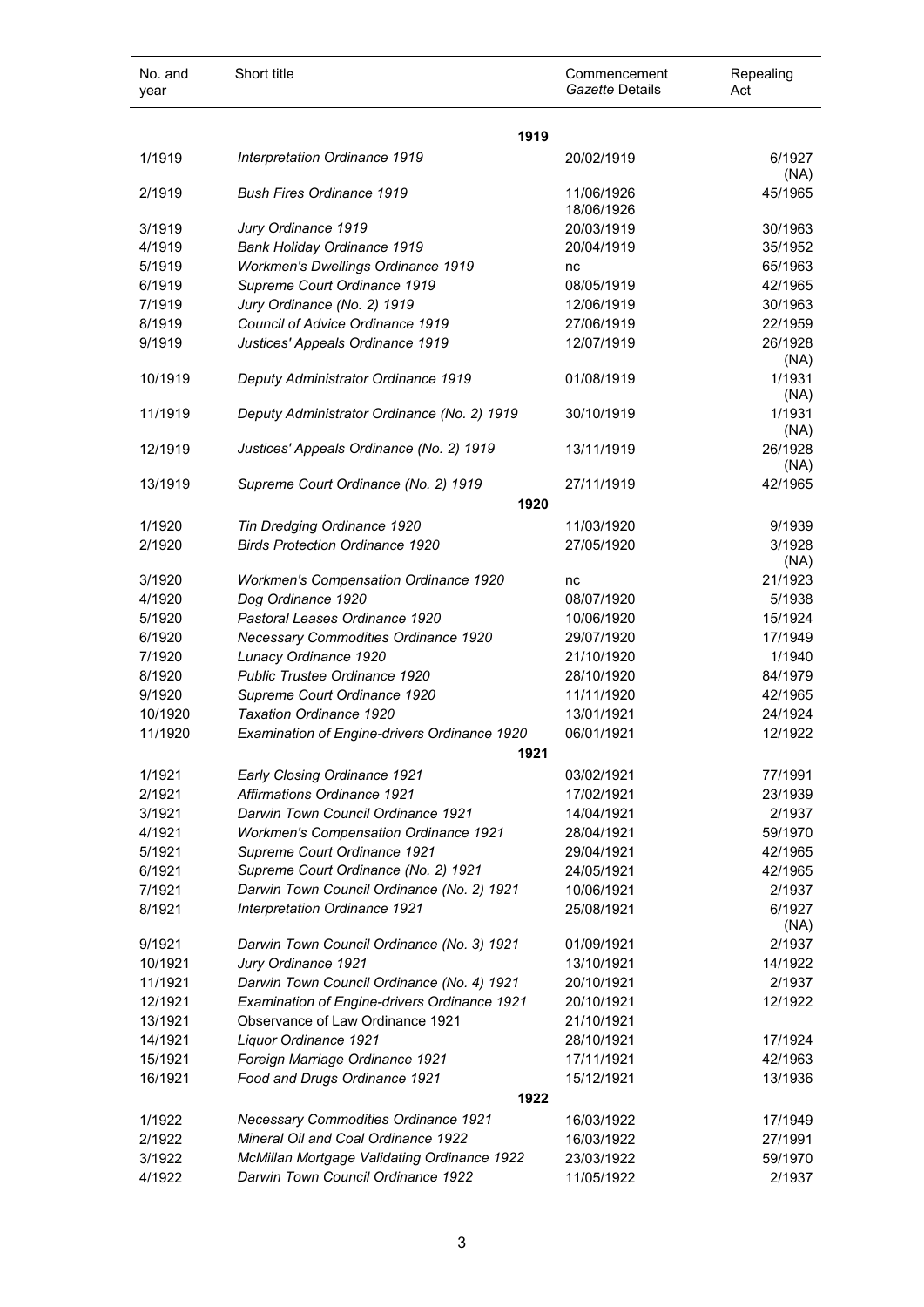| No. and year | Short title | Commencement *Gazette* Details | Repealing Act |
|---|---|---|---|
| | **1919** | | |
| 1/1919 | *Interpretation Ordinance 1919* | 20/02/1919 | 6/1927 (NA) |
| 2/1919 | *Bush Fires Ordinance 1919* | 11/06/1926 18/06/1926 | 45/1965 |
| 3/1919 | *Jury Ordinance 1919* | 20/03/1919 | 30/1963 |
| 4/1919 | *Bank Holiday Ordinance 1919* | 20/04/1919 | 35/1952 |
| 5/1919 | *Workmen's Dwellings Ordinance 1919* | nc | 65/1963 |
| 6/1919 | *Supreme Court Ordinance 1919* | 08/05/1919 | 42/1965 |
| 7/1919 | *Jury Ordinance (No. 2) 1919* | 12/06/1919 | 30/1963 |
| 8/1919 | *Council of Advice Ordinance 1919* | 27/06/1919 | 22/1959 |
| 9/1919 | *Justices' Appeals Ordinance 1919* | 12/07/1919 | 26/1928 (NA) |
| 10/1919 | *Deputy Administrator Ordinance 1919* | 01/08/1919 | 1/1931 (NA) |
| 11/1919 | *Deputy Administrator Ordinance (No. 2) 1919* | 30/10/1919 | 1/1931 (NA) |
| 12/1919 | *Justices' Appeals Ordinance (No. 2) 1919* | 13/11/1919 | 26/1928 (NA) |
| 13/1919 | *Supreme Court Ordinance (No. 2) 1919* | 27/11/1919 | 42/1965 |
| | **1920** | | |
| 1/1920 | *Tin Dredging Ordinance 1920* | 11/03/1920 | 9/1939 |
| 2/1920 | *Birds Protection Ordinance 1920* | 27/05/1920 | 3/1928 (NA) |
| 3/1920 | *Workmen's Compensation Ordinance 1920* | nc | 21/1923 |
| 4/1920 | *Dog Ordinance 1920* | 08/07/1920 | 5/1938 |
| 5/1920 | *Pastoral Leases Ordinance 1920* | 10/06/1920 | 15/1924 |
| 6/1920 | *Necessary Commodities Ordinance 1920* | 29/07/1920 | 17/1949 |
| 7/1920 | *Lunacy Ordinance 1920* | 21/10/1920 | 1/1940 |
| 8/1920 | *Public Trustee Ordinance 1920* | 28/10/1920 | 84/1979 |
| 9/1920 | *Supreme Court Ordinance 1920* | 11/11/1920 | 42/1965 |
| 10/1920 | *Taxation Ordinance 1920* | 13/01/1921 | 24/1924 |
| 11/1920 | *Examination of Engine-drivers Ordinance 1920* | 06/01/1921 | 12/1922 |
| | **1921** | | |
| 1/1921 | *Early Closing Ordinance 1921* | 03/02/1921 | 77/1991 |
| 2/1921 | *Affirmations Ordinance 1921* | 17/02/1921 | 23/1939 |
| 3/1921 | *Darwin Town Council Ordinance 1921* | 14/04/1921 | 2/1937 |
| 4/1921 | *Workmen's Compensation Ordinance 1921* | 28/04/1921 | 59/1970 |
| 5/1921 | *Supreme Court Ordinance 1921* | 29/04/1921 | 42/1965 |
| 6/1921 | *Supreme Court Ordinance (No. 2) 1921* | 24/05/1921 | 42/1965 |
| 7/1921 | *Darwin Town Council Ordinance (No. 2) 1921* | 10/06/1921 | 2/1937 |
| 8/1921 | *Interpretation Ordinance 1921* | 25/08/1921 | 6/1927 (NA) |
| 9/1921 | *Darwin Town Council Ordinance (No. 3) 1921* | 01/09/1921 | 2/1937 |
| 10/1921 | *Jury Ordinance 1921* | 13/10/1921 | 14/1922 |
| 11/1921 | *Darwin Town Council Ordinance (No. 4) 1921* | 20/10/1921 | 2/1937 |
| 12/1921 | *Examination of Engine-drivers Ordinance 1921* | 20/10/1921 | 12/1922 |
| 13/1921 | Observance of Law Ordinance 1921 | 21/10/1921 | |
| 14/1921 | *Liquor Ordinance 1921* | 28/10/1921 | 17/1924 |
| 15/1921 | *Foreign Marriage Ordinance 1921* | 17/11/1921 | 42/1963 |
| 16/1921 | *Food and Drugs Ordinance 1921* | 15/12/1921 | 13/1936 |
| | **1922** | | |
| 1/1922 | *Necessary Commodities Ordinance 1921* | 16/03/1922 | 17/1949 |
| 2/1922 | *Mineral Oil and Coal Ordinance 1922* | 16/03/1922 | 27/1991 |
| 3/1922 | *McMillan Mortgage Validating Ordinance 1922* | 23/03/1922 | 59/1970 |
| 4/1922 | *Darwin Town Council Ordinance 1922* | 11/05/1922 | 2/1937 |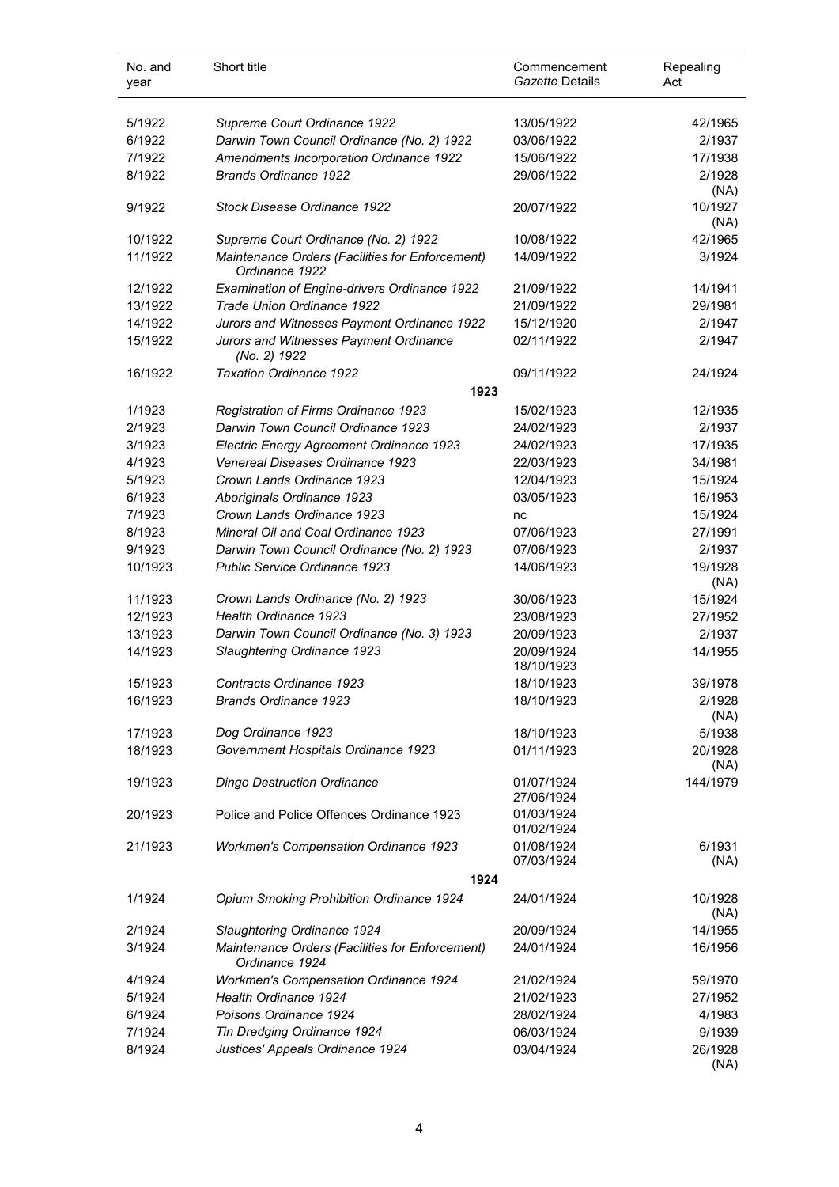| No. and year | Short title | Commencement *Gazette* Details | Repealing Act |
|---|---|---|---|
| 5/1922 | *Supreme Court Ordinance 1922* | 13/05/1922 | 42/1965 |
| 6/1922 | *Darwin Town Council Ordinance (No. 2) 1922* | 03/06/1922 | 2/1937 |
| 7/1922 | *Amendments Incorporation Ordinance 1922* | 15/06/1922 | 17/1938 |
| 8/1922 | *Brands Ordinance 1922* | 29/06/1922 | 2/1928 (NA) |
| 9/1922 | *Stock Disease Ordinance 1922* | 20/07/1922 | 10/1927 (NA) |
| 10/1922 | *Supreme Court Ordinance (No. 2) 1922* | 10/08/1922 | 42/1965 |
| 11/1922 | *Maintenance Orders (Facilities for Enforcement) Ordinance 1922* | 14/09/1922 | 3/1924 |
| 12/1922 | *Examination of Engine-drivers Ordinance 1922* | 21/09/1922 | 14/1941 |
| 13/1922 | *Trade Union Ordinance 1922* | 21/09/1922 | 29/1981 |
| 14/1922 | *Jurors and Witnesses Payment Ordinance 1922* | 15/12/1920 | 2/1947 |
| 15/1922 | *Jurors and Witnesses Payment Ordinance (No. 2) 1922* | 02/11/1922 | 2/1947 |
| 16/1922 | *Taxation Ordinance 1922* | 09/11/1922 | 24/1924 |
| | **1923** | | |
| 1/1923 | *Registration of Firms Ordinance 1923* | 15/02/1923 | 12/1935 |
| 2/1923 | *Darwin Town Council Ordinance 1923* | 24/02/1923 | 2/1937 |
| 3/1923 | *Electric Energy Agreement Ordinance 1923* | 24/02/1923 | 17/1935 |
| 4/1923 | *Venereal Diseases Ordinance 1923* | 22/03/1923 | 34/1981 |
| 5/1923 | *Crown Lands Ordinance 1923* | 12/04/1923 | 15/1924 |
| 6/1923 | *Aboriginals Ordinance 1923* | 03/05/1923 | 16/1953 |
| 7/1923 | *Crown Lands Ordinance 1923* | nc | 15/1924 |
| 8/1923 | *Mineral Oil and Coal Ordinance 1923* | 07/06/1923 | 27/1991 |
| 9/1923 | *Darwin Town Council Ordinance (No. 2) 1923* | 07/06/1923 | 2/1937 |
| 10/1923 | *Public Service Ordinance 1923* | 14/06/1923 | 19/1928 (NA) |
| 11/1923 | *Crown Lands Ordinance (No. 2) 1923* | 30/06/1923 | 15/1924 |
| 12/1923 | *Health Ordinance 1923* | 23/08/1923 | 27/1952 |
| 13/1923 | *Darwin Town Council Ordinance (No. 3) 1923* | 20/09/1923 | 2/1937 |
| 14/1923 | *Slaughtering Ordinance 1923* | 20/09/1924 18/10/1923 | 14/1955 |
| 15/1923 | *Contracts Ordinance 1923* | 18/10/1923 | 39/1978 |
| 16/1923 | *Brands Ordinance 1923* | 18/10/1923 | 2/1928 (NA) |
| 17/1923 | *Dog Ordinance 1923* | 18/10/1923 | 5/1938 |
| 18/1923 | *Government Hospitals Ordinance 1923* | 01/11/1923 | 20/1928 (NA) |
| 19/1923 | *Dingo Destruction Ordinance* | 01/07/1924 27/06/1924 | 144/1979 |
| 20/1923 | Police and Police Offences Ordinance 1923 | 01/03/1924 01/02/1924 | |
| 21/1923 | *Workmen's Compensation Ordinance 1923* | 01/08/1924 07/03/1924 | 6/1931 (NA) |
| | **1924** | | |
| 1/1924 | *Opium Smoking Prohibition Ordinance 1924* | 24/01/1924 | 10/1928 (NA) |
| 2/1924 | *Slaughtering Ordinance 1924* | 20/09/1924 | 14/1955 |
| 3/1924 | *Maintenance Orders (Facilities for Enforcement) Ordinance 1924* | 24/01/1924 | 16/1956 |
| 4/1924 | *Workmen's Compensation Ordinance 1924* | 21/02/1924 | 59/1970 |
| 5/1924 | *Health Ordinance 1924* | 21/02/1923 | 27/1952 |
| 6/1924 | *Poisons Ordinance 1924* | 28/02/1924 | 4/1983 |
| 7/1924 | *Tin Dredging Ordinance 1924* | 06/03/1924 | 9/1939 |
| 8/1924 | *Justices' Appeals Ordinance 1924* | 03/04/1924 | 26/1928 (NA) |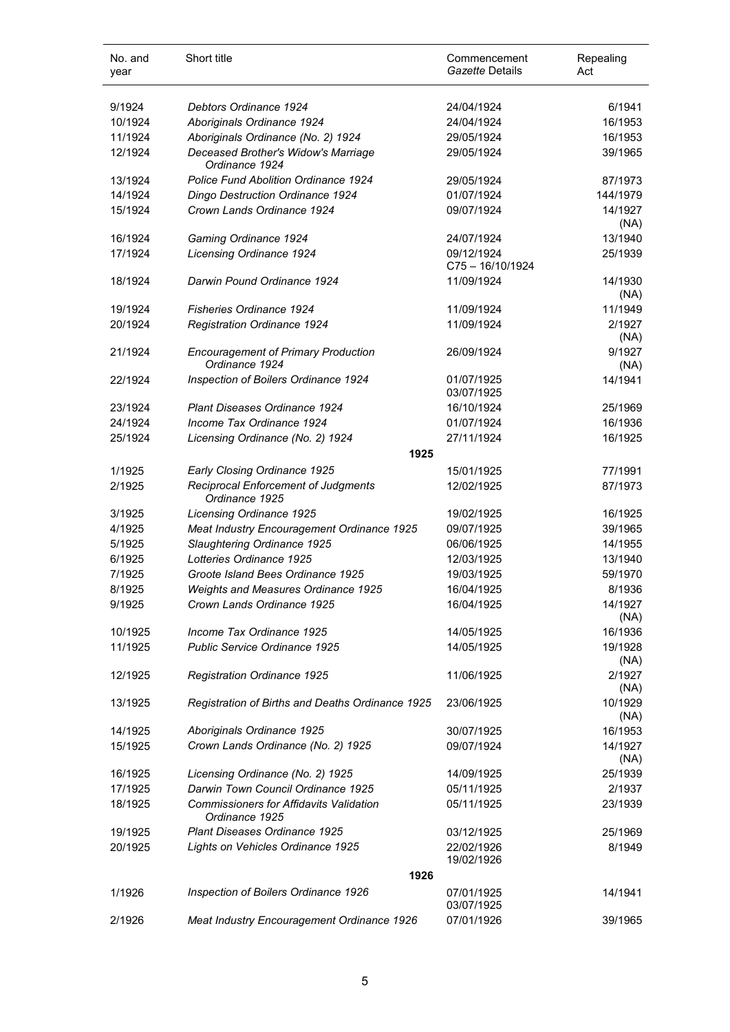| No. and year | Short title | Commencement *Gazette* Details | Repealing Act |
|---|---|---|---|
| 9/1924 | *Debtors Ordinance 1924* | 24/04/1924 | 6/1941 |
| 10/1924 | *Aboriginals Ordinance 1924* | 24/04/1924 | 16/1953 |
| 11/1924 | *Aboriginals Ordinance (No. 2) 1924* | 29/05/1924 | 16/1953 |
| 12/1924 | *Deceased Brother's Widow's Marriage Ordinance 1924* | 29/05/1924 | 39/1965 |
| 13/1924 | *Police Fund Abolition Ordinance 1924* | 29/05/1924 | 87/1973 |
| 14/1924 | *Dingo Destruction Ordinance 1924* | 01/07/1924 | 144/1979 |
| 15/1924 | *Crown Lands Ordinance 1924* | 09/07/1924 | 14/1927 (NA) |
| 16/1924 | *Gaming Ordinance 1924* | 24/07/1924 | 13/1940 |
| 17/1924 | *Licensing Ordinance 1924* | 09/12/1924 C75 – 16/10/1924 | 25/1939 |
| 18/1924 | *Darwin Pound Ordinance 1924* | 11/09/1924 | 14/1930 (NA) |
| 19/1924 | *Fisheries Ordinance 1924* | 11/09/1924 | 11/1949 |
| 20/1924 | *Registration Ordinance 1924* | 11/09/1924 | 2/1927 (NA) |
| 21/1924 | *Encouragement of Primary Production Ordinance 1924* | 26/09/1924 | 9/1927 (NA) |
| 22/1924 | *Inspection of Boilers Ordinance 1924* | 01/07/1925 03/07/1925 | 14/1941 |
| 23/1924 | *Plant Diseases Ordinance 1924* | 16/10/1924 | 25/1969 |
| 24/1924 | *Income Tax Ordinance 1924* | 01/07/1924 | 16/1936 |
| 25/1924 | *Licensing Ordinance (No. 2) 1924* | 27/11/1924 | 16/1925 |
| | **1925** | | |
| 1/1925 | *Early Closing Ordinance 1925* | 15/01/1925 | 77/1991 |
| 2/1925 | *Reciprocal Enforcement of Judgments Ordinance 1925* | 12/02/1925 | 87/1973 |
| 3/1925 | *Licensing Ordinance 1925* | 19/02/1925 | 16/1925 |
| 4/1925 | *Meat Industry Encouragement Ordinance 1925* | 09/07/1925 | 39/1965 |
| 5/1925 | *Slaughtering Ordinance 1925* | 06/06/1925 | 14/1955 |
| 6/1925 | *Lotteries Ordinance 1925* | 12/03/1925 | 13/1940 |
| 7/1925 | *Groote Island Bees Ordinance 1925* | 19/03/1925 | 59/1970 |
| 8/1925 | *Weights and Measures Ordinance 1925* | 16/04/1925 | 8/1936 |
| 9/1925 | *Crown Lands Ordinance 1925* | 16/04/1925 | 14/1927 (NA) |
| 10/1925 | *Income Tax Ordinance 1925* | 14/05/1925 | 16/1936 |
| 11/1925 | *Public Service Ordinance 1925* | 14/05/1925 | 19/1928 (NA) |
| 12/1925 | *Registration Ordinance 1925* | 11/06/1925 | 2/1927 (NA) |
| 13/1925 | *Registration of Births and Deaths Ordinance 1925* | 23/06/1925 | 10/1929 (NA) |
| 14/1925 | *Aboriginals Ordinance 1925* | 30/07/1925 | 16/1953 |
| 15/1925 | *Crown Lands Ordinance (No. 2) 1925* | 09/07/1924 | 14/1927 (NA) |
| 16/1925 | *Licensing Ordinance (No. 2) 1925* | 14/09/1925 | 25/1939 |
| 17/1925 | *Darwin Town Council Ordinance 1925* | 05/11/1925 | 2/1937 |
| 18/1925 | *Commissioners for Affidavits Validation Ordinance 1925* | 05/11/1925 | 23/1939 |
| 19/1925 | *Plant Diseases Ordinance 1925* | 03/12/1925 | 25/1969 |
| 20/1925 | *Lights on Vehicles Ordinance 1925* | 22/02/1926 19/02/1926 | 8/1949 |
| | **1926** | | |
| 1/1926 | *Inspection of Boilers Ordinance 1926* | 07/01/1925 03/07/1925 | 14/1941 |
| 2/1926 | *Meat Industry Encouragement Ordinance 1926* | 07/01/1926 | 39/1965 |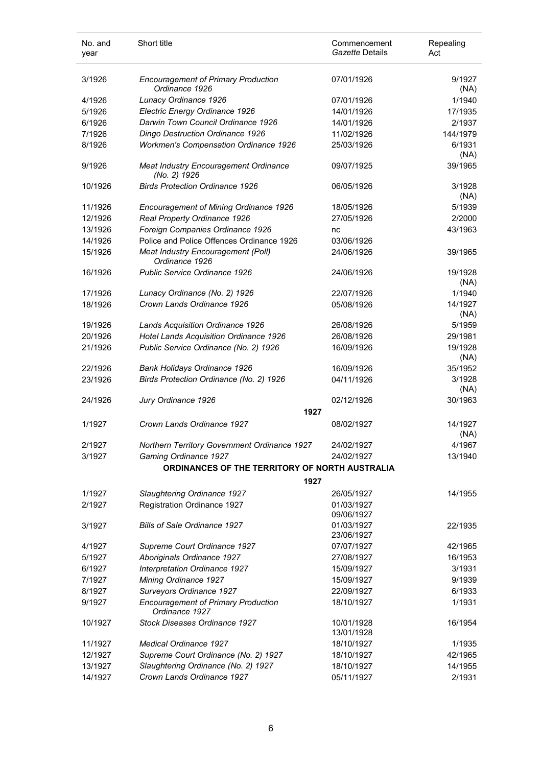| No. and year | Short title | Commencement *Gazette* Details | Repealing Act |
|---|---|---|---|
| 3/1926 | *Encouragement of Primary Production Ordinance 1926* | 07/01/1926 | 9/1927 (NA) |
| 4/1926 | *Lunacy Ordinance 1926* | 07/01/1926 | 1/1940 |
| 5/1926 | *Electric Energy Ordinance 1926* | 14/01/1926 | 17/1935 |
| 6/1926 | *Darwin Town Council Ordinance 1926* | 14/01/1926 | 2/1937 |
| 7/1926 | *Dingo Destruction Ordinance 1926* | 11/02/1926 | 144/1979 |
| 8/1926 | *Workmen's Compensation Ordinance 1926* | 25/03/1926 | 6/1931 (NA) |
| 9/1926 | *Meat Industry Encouragement Ordinance (No. 2) 1926* | 09/07/1925 | 39/1965 |
| 10/1926 | *Birds Protection Ordinance 1926* | 06/05/1926 | 3/1928 (NA) |
| 11/1926 | *Encouragement of Mining Ordinance 1926* | 18/05/1926 | 5/1939 |
| 12/1926 | *Real Property Ordinance 1926* | 27/05/1926 | 2/2000 |
| 13/1926 | *Foreign Companies Ordinance 1926* | nc | 43/1963 |
| 14/1926 | Police and Police Offences Ordinance 1926 | 03/06/1926 | |
| 15/1926 | *Meat Industry Encouragement (Poll) Ordinance 1926* | 24/06/1926 | 39/1965 |
| 16/1926 | *Public Service Ordinance 1926* | 24/06/1926 | 19/1928 (NA) |
| 17/1926 | *Lunacy Ordinance (No. 2) 1926* | 22/07/1926 | 1/1940 |
| 18/1926 | *Crown Lands Ordinance 1926* | 05/08/1926 | 14/1927 (NA) |
| 19/1926 | *Lands Acquisition Ordinance 1926* | 26/08/1926 | 5/1959 |
| 20/1926 | *Hotel Lands Acquisition Ordinance 1926* | 26/08/1926 | 29/1981 |
| 21/1926 | *Public Service Ordinance (No. 2) 1926* | 16/09/1926 | 19/1928 (NA) |
| 22/1926 | *Bank Holidays Ordinance 1926* | 16/09/1926 | 35/1952 |
| 23/1926 | *Birds Protection Ordinance (No. 2) 1926* | 04/11/1926 | 3/1928 (NA) |
| 24/1926 | *Jury Ordinance 1926* | 02/12/1926 | 30/1963 |
| | **1927** | | |
| 1/1927 | *Crown Lands Ordinance 1927* | 08/02/1927 | 14/1927 (NA) |
| 2/1927 | *Northern Territory Government Ordinance 1927* | 24/02/1927 | 4/1967 |
| 3/1927 | *Gaming Ordinance 1927* | 24/02/1927 | 13/1940 |
| | **ORDINANCES OF THE TERRITORY OF NORTH AUSTRALIA** | | |
| | **1927** | | |
| 1/1927 | *Slaughtering Ordinance 1927* | 26/05/1927 | 14/1955 |
| 2/1927 | Registration Ordinance 1927 | 01/03/1927 09/06/1927 | |
| 3/1927 | *Bills of Sale Ordinance 1927* | 01/03/1927 23/06/1927 | 22/1935 |
| 4/1927 | *Supreme Court Ordinance 1927* | 07/07/1927 | 42/1965 |
| 5/1927 | *Aboriginals Ordinance 1927* | 27/08/1927 | 16/1953 |
| 6/1927 | *Interpretation Ordinance 1927* | 15/09/1927 | 3/1931 |
| 7/1927 | *Mining Ordinance 1927* | 15/09/1927 | 9/1939 |
| 8/1927 | *Surveyors Ordinance 1927* | 22/09/1927 | 6/1933 |
| 9/1927 | *Encouragement of Primary Production Ordinance 1927* | 18/10/1927 | 1/1931 |
| 10/1927 | *Stock Diseases Ordinance 1927* | 10/01/1928 13/01/1928 | 16/1954 |
| 11/1927 | *Medical Ordinance 1927* | 18/10/1927 | 1/1935 |
| 12/1927 | *Supreme Court Ordinance (No. 2) 1927* | 18/10/1927 | 42/1965 |
| 13/1927 | *Slaughtering Ordinance (No. 2) 1927* | 18/10/1927 | 14/1955 |
| 14/1927 | *Crown Lands Ordinance 1927* | 05/11/1927 | 2/1931 |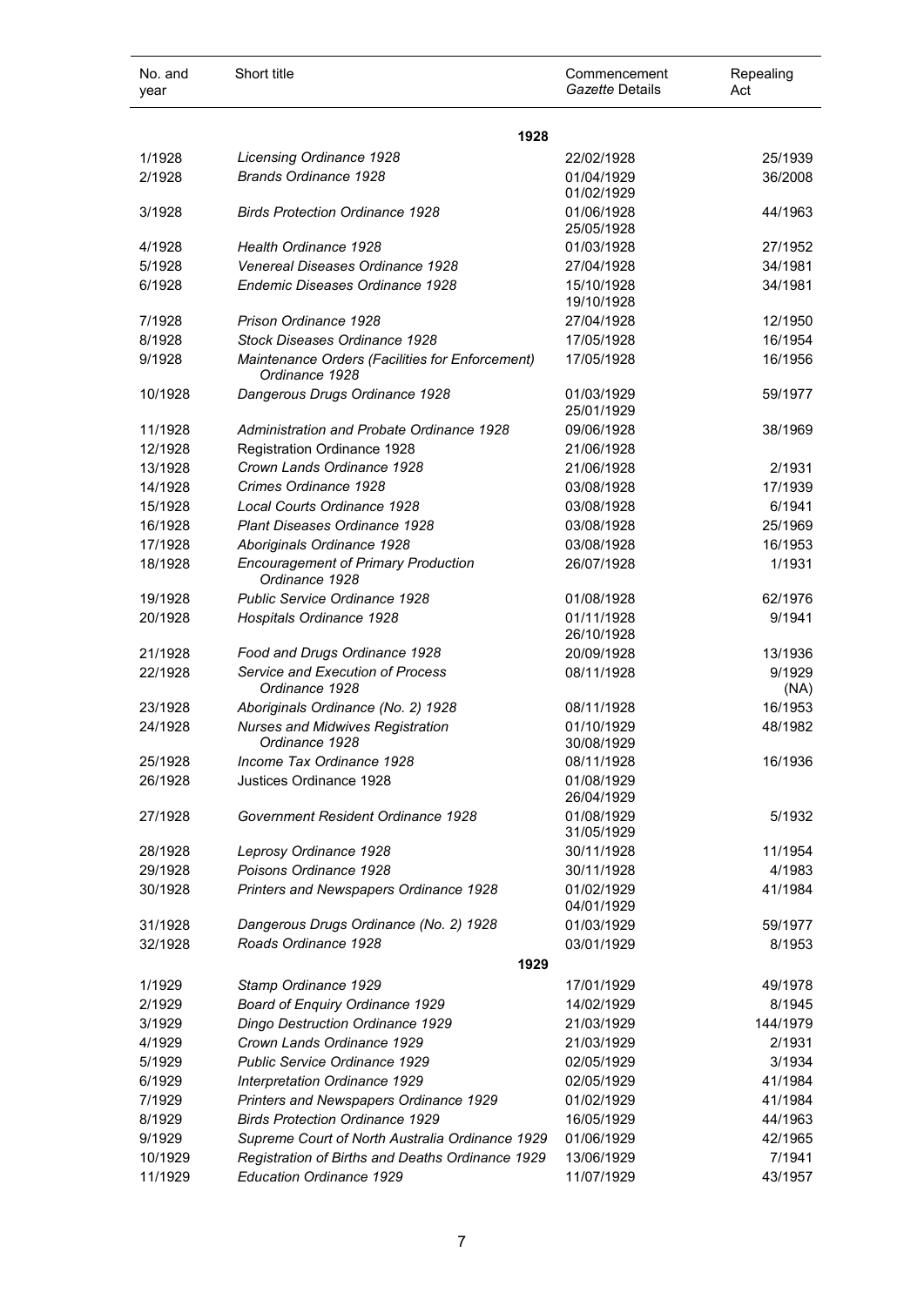| No. and year | Short title | Commencement *Gazette* Details | Repealing Act |
|---|---|---|---|
| | **1928** | | |
| 1/1928 | *Licensing Ordinance 1928* | 22/02/1928 | 25/1939 |
| 2/1928 | *Brands Ordinance 1928* | 01/04/1929<br>01/02/1929 | 36/2008 |
| 3/1928 | *Birds Protection Ordinance 1928* | 01/06/1928<br>25/05/1928 | 44/1963 |
| 4/1928 | *Health Ordinance 1928* | 01/03/1928 | 27/1952 |
| 5/1928 | *Venereal Diseases Ordinance 1928* | 27/04/1928 | 34/1981 |
| 6/1928 | *Endemic Diseases Ordinance 1928* | 15/10/1928<br>19/10/1928 | 34/1981 |
| 7/1928 | *Prison Ordinance 1928* | 27/04/1928 | 12/1950 |
| 8/1928 | *Stock Diseases Ordinance 1928* | 17/05/1928 | 16/1954 |
| 9/1928 | *Maintenance Orders (Facilities for Enforcement) Ordinance 1928* | 17/05/1928 | 16/1956 |
| 10/1928 | *Dangerous Drugs Ordinance 1928* | 01/03/1929<br>25/01/1929 | 59/1977 |
| 11/1928 | *Administration and Probate Ordinance 1928* | 09/06/1928 | 38/1969 |
| 12/1928 | Registration Ordinance 1928 | 21/06/1928 | |
| 13/1928 | *Crown Lands Ordinance 1928* | 21/06/1928 | 2/1931 |
| 14/1928 | *Crimes Ordinance 1928* | 03/08/1928 | 17/1939 |
| 15/1928 | *Local Courts Ordinance 1928* | 03/08/1928 | 6/1941 |
| 16/1928 | *Plant Diseases Ordinance 1928* | 03/08/1928 | 25/1969 |
| 17/1928 | *Aboriginals Ordinance 1928* | 03/08/1928 | 16/1953 |
| 18/1928 | *Encouragement of Primary Production Ordinance 1928* | 26/07/1928 | 1/1931 |
| 19/1928 | *Public Service Ordinance 1928* | 01/08/1928 | 62/1976 |
| 20/1928 | *Hospitals Ordinance 1928* | 01/11/1928<br>26/10/1928 | 9/1941 |
| 21/1928 | *Food and Drugs Ordinance 1928* | 20/09/1928 | 13/1936 |
| 22/1928 | *Service and Execution of Process Ordinance 1928* | 08/11/1928 | 9/1929<br>(NA) |
| 23/1928 | *Aboriginals Ordinance (No. 2) 1928* | 08/11/1928 | 16/1953 |
| 24/1928 | *Nurses and Midwives Registration Ordinance 1928* | 01/10/1929<br>30/08/1929 | 48/1982 |
| 25/1928 | *Income Tax Ordinance 1928* | 08/11/1928 | 16/1936 |
| 26/1928 | Justices Ordinance 1928 | 01/08/1929<br>26/04/1929 | |
| 27/1928 | *Government Resident Ordinance 1928* | 01/08/1929<br>31/05/1929 | 5/1932 |
| 28/1928 | *Leprosy Ordinance 1928* | 30/11/1928 | 11/1954 |
| 29/1928 | *Poisons Ordinance 1928* | 30/11/1928 | 4/1983 |
| 30/1928 | *Printers and Newspapers Ordinance 1928* | 01/02/1929<br>04/01/1929 | 41/1984 |
| 31/1928 | *Dangerous Drugs Ordinance (No. 2) 1928* | 01/03/1929 | 59/1977 |
| 32/1928 | *Roads Ordinance 1928* | 03/01/1929 | 8/1953 |
| | **1929** | | |
| 1/1929 | *Stamp Ordinance 1929* | 17/01/1929 | 49/1978 |
| 2/1929 | *Board of Enquiry Ordinance 1929* | 14/02/1929 | 8/1945 |
| 3/1929 | *Dingo Destruction Ordinance 1929* | 21/03/1929 | 144/1979 |
| 4/1929 | *Crown Lands Ordinance 1929* | 21/03/1929 | 2/1931 |
| 5/1929 | *Public Service Ordinance 1929* | 02/05/1929 | 3/1934 |
| 6/1929 | *Interpretation Ordinance 1929* | 02/05/1929 | 41/1984 |
| 7/1929 | *Printers and Newspapers Ordinance 1929* | 01/02/1929 | 41/1984 |
| 8/1929 | *Birds Protection Ordinance 1929* | 16/05/1929 | 44/1963 |
| 9/1929 | *Supreme Court of North Australia Ordinance 1929* | 01/06/1929 | 42/1965 |
| 10/1929 | *Registration of Births and Deaths Ordinance 1929* | 13/06/1929 | 7/1941 |
| 11/1929 | *Education Ordinance 1929* | 11/07/1929 | 43/1957 |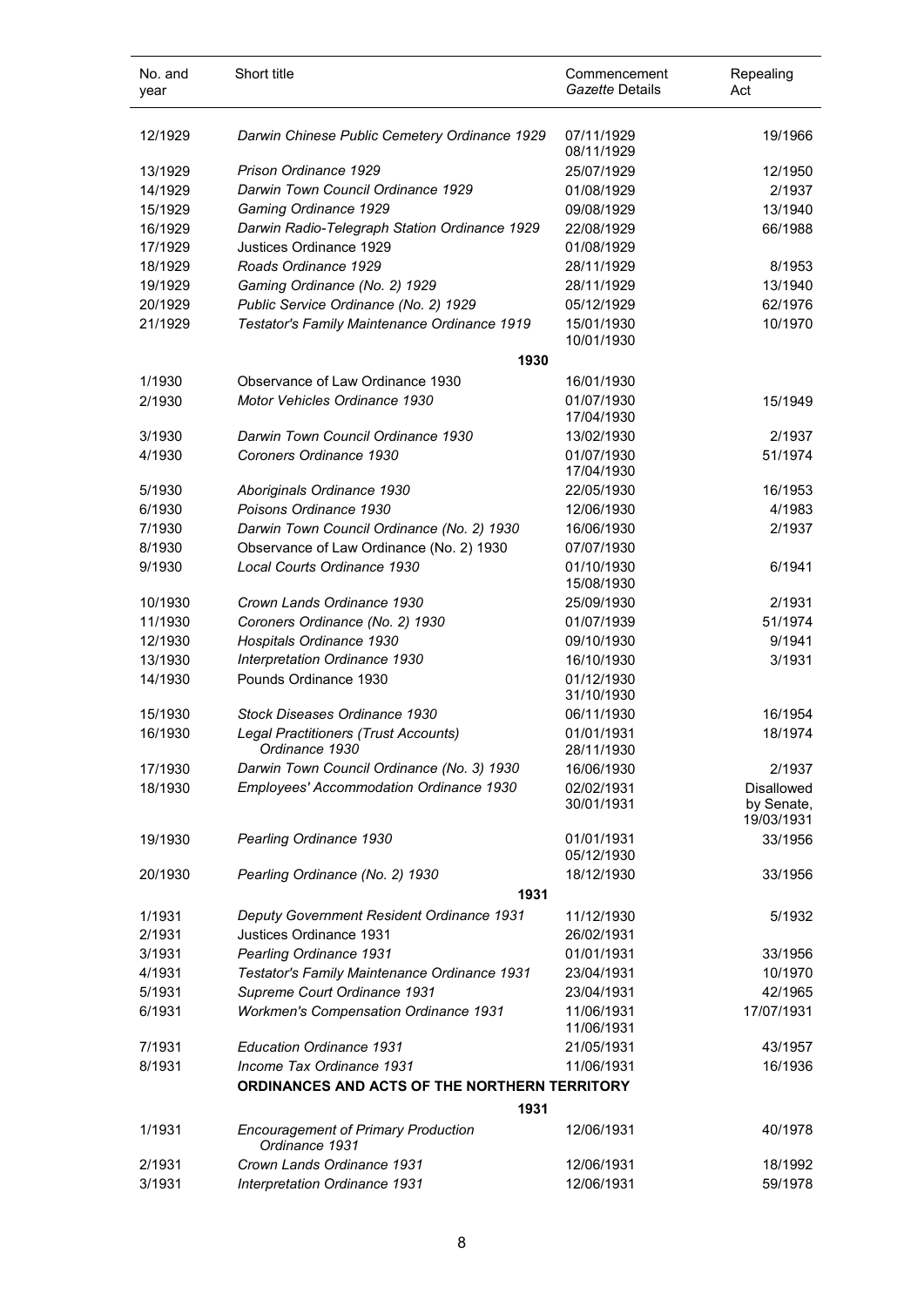| No. and year | Short title | Commencement *Gazette* Details | Repealing Act |
|---|---|---|---|
| 12/1929 | *Darwin Chinese Public Cemetery Ordinance 1929* | 07/11/1929<br>08/11/1929 | 19/1966 |
| 13/1929 | *Prison Ordinance 1929* | 25/07/1929 | 12/1950 |
| 14/1929 | *Darwin Town Council Ordinance 1929* | 01/08/1929 | 2/1937 |
| 15/1929 | *Gaming Ordinance 1929* | 09/08/1929 | 13/1940 |
| 16/1929 | *Darwin Radio-Telegraph Station Ordinance 1929* | 22/08/1929 | 66/1988 |
| 17/1929 | Justices Ordinance 1929 | 01/08/1929 | |
| 18/1929 | *Roads Ordinance 1929* | 28/11/1929 | 8/1953 |
| 19/1929 | *Gaming Ordinance (No. 2) 1929* | 28/11/1929 | 13/1940 |
| 20/1929 | *Public Service Ordinance (No. 2) 1929* | 05/12/1929 | 62/1976 |
| 21/1929 | *Testator's Family Maintenance Ordinance 1919* | 15/01/1930<br>10/01/1930 | 10/1970 |
| | **1930** | | |
| 1/1930 | Observance of Law Ordinance 1930 | 16/01/1930 | |
| 2/1930 | *Motor Vehicles Ordinance 1930* | 01/07/1930<br>17/04/1930 | 15/1949 |
| 3/1930 | *Darwin Town Council Ordinance 1930* | 13/02/1930 | 2/1937 |
| 4/1930 | *Coroners Ordinance 1930* | 01/07/1930<br>17/04/1930 | 51/1974 |
| 5/1930 | *Aboriginals Ordinance 1930* | 22/05/1930 | 16/1953 |
| 6/1930 | *Poisons Ordinance 1930* | 12/06/1930 | 4/1983 |
| 7/1930 | *Darwin Town Council Ordinance (No. 2) 1930* | 16/06/1930 | 2/1937 |
| 8/1930 | Observance of Law Ordinance (No. 2) 1930 | 07/07/1930 | |
| 9/1930 | *Local Courts Ordinance 1930* | 01/10/1930<br>15/08/1930 | 6/1941 |
| 10/1930 | *Crown Lands Ordinance 1930* | 25/09/1930 | 2/1931 |
| 11/1930 | *Coroners Ordinance (No. 2) 1930* | 01/07/1939 | 51/1974 |
| 12/1930 | *Hospitals Ordinance 1930* | 09/10/1930 | 9/1941 |
| 13/1930 | *Interpretation Ordinance 1930* | 16/10/1930 | 3/1931 |
| 14/1930 | Pounds Ordinance 1930 | 01/12/1930<br>31/10/1930 | |
| 15/1930 | *Stock Diseases Ordinance 1930* | 06/11/1930 | 16/1954 |
| 16/1930 | *Legal Practitioners (Trust Accounts) Ordinance 1930* | 01/01/1931<br>28/11/1930 | 18/1974 |
| 17/1930 | *Darwin Town Council Ordinance (No. 3) 1930* | 16/06/1930 | 2/1937 |
| 18/1930 | *Employees' Accommodation Ordinance 1930* | 02/02/1931<br>30/01/1931 | Disallowed by Senate, 19/03/1931 |
| 19/1930 | *Pearling Ordinance 1930* | 01/01/1931<br>05/12/1930 | 33/1956 |
| 20/1930 | *Pearling Ordinance (No. 2) 1930* | 18/12/1930 | 33/1956 |
| | **1931** | | |
| 1/1931 | *Deputy Government Resident Ordinance 1931* | 11/12/1930 | 5/1932 |
| 2/1931 | Justices Ordinance 1931 | 26/02/1931 | |
| 3/1931 | *Pearling Ordinance 1931* | 01/01/1931 | 33/1956 |
| 4/1931 | *Testator's Family Maintenance Ordinance 1931* | 23/04/1931 | 10/1970 |
| 5/1931 | *Supreme Court Ordinance 1931* | 23/04/1931 | 42/1965 |
| 6/1931 | *Workmen's Compensation Ordinance 1931* | 11/06/1931<br>11/06/1931 | 17/07/1931 |
| 7/1931 | *Education Ordinance 1931* | 21/05/1931 | 43/1957 |
| 8/1931 | *Income Tax Ordinance 1931* | 11/06/1931 | 16/1936 |
| | **ORDINANCES AND ACTS OF THE NORTHERN TERRITORY** | | |
| | **1931** | | |
| 1/1931 | *Encouragement of Primary Production Ordinance 1931* | 12/06/1931 | 40/1978 |
| 2/1931 | *Crown Lands Ordinance 1931* | 12/06/1931 | 18/1992 |
| 3/1931 | *Interpretation Ordinance 1931* | 12/06/1931 | 59/1978 |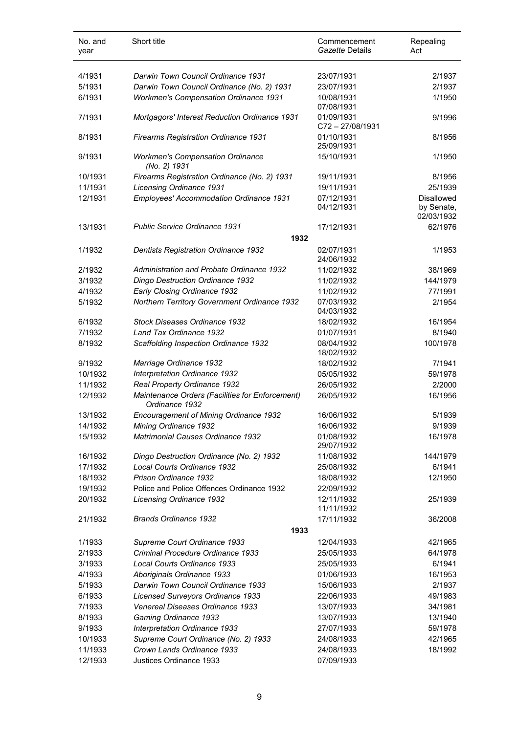| No. and year | Short title | Commencement *Gazette* Details | Repealing Act |
|---|---|---|---|
| 4/1931 | *Darwin Town Council Ordinance 1931* | 23/07/1931 | 2/1937 |
| 5/1931 | *Darwin Town Council Ordinance (No. 2) 1931* | 23/07/1931 | 2/1937 |
| 6/1931 | *Workmen's Compensation Ordinance 1931* | 10/08/1931<br>07/08/1931 | 1/1950 |
| 7/1931 | *Mortgagors' Interest Reduction Ordinance 1931* | 01/09/1931<br>C72 – 27/08/1931 | 9/1996 |
| 8/1931 | *Firearms Registration Ordinance 1931* | 01/10/1931<br>25/09/1931 | 8/1956 |
| 9/1931 | *Workmen's Compensation Ordinance (No. 2) 1931* | 15/10/1931 | 1/1950 |
| 10/1931 | *Firearms Registration Ordinance (No. 2) 1931* | 19/11/1931 | 8/1956 |
| 11/1931 | *Licensing Ordinance 1931* | 19/11/1931 | 25/1939 |
| 12/1931 | *Employees' Accommodation Ordinance 1931* | 07/12/1931<br>04/12/1931 | Disallowed by Senate, 02/03/1932 |
| 13/1931 | *Public Service Ordinance 1931* | 17/12/1931 | 62/1976 |
| | **1932** | | |
| 1/1932 | *Dentists Registration Ordinance 1932* | 02/07/1931<br>24/06/1932 | 1/1953 |
| 2/1932 | *Administration and Probate Ordinance 1932* | 11/02/1932 | 38/1969 |
| 3/1932 | *Dingo Destruction Ordinance 1932* | 11/02/1932 | 144/1979 |
| 4/1932 | *Early Closing Ordinance 1932* | 11/02/1932 | 77/1991 |
| 5/1932 | *Northern Territory Government Ordinance 1932* | 07/03/1932<br>04/03/1932 | 2/1954 |
| 6/1932 | *Stock Diseases Ordinance 1932* | 18/02/1932 | 16/1954 |
| 7/1932 | *Land Tax Ordinance 1932* | 01/07/1931 | 8/1940 |
| 8/1932 | *Scaffolding Inspection Ordinance 1932* | 08/04/1932<br>18/02/1932 | 100/1978 |
| 9/1932 | *Marriage Ordinance 1932* | 18/02/1932 | 7/1941 |
| 10/1932 | *Interpretation Ordinance 1932* | 05/05/1932 | 59/1978 |
| 11/1932 | *Real Property Ordinance 1932* | 26/05/1932 | 2/2000 |
| 12/1932 | *Maintenance Orders (Facilities for Enforcement) Ordinance 1932* | 26/05/1932 | 16/1956 |
| 13/1932 | *Encouragement of Mining Ordinance 1932* | 16/06/1932 | 5/1939 |
| 14/1932 | *Mining Ordinance 1932* | 16/06/1932 | 9/1939 |
| 15/1932 | *Matrimonial Causes Ordinance 1932* | 01/08/1932<br>29/07/1932 | 16/1978 |
| 16/1932 | *Dingo Destruction Ordinance (No. 2) 1932* | 11/08/1932 | 144/1979 |
| 17/1932 | *Local Courts Ordinance 1932* | 25/08/1932 | 6/1941 |
| 18/1932 | *Prison Ordinance 1932* | 18/08/1932 | 12/1950 |
| 19/1932 | Police and Police Offences Ordinance 1932 | 22/09/1932 | |
| 20/1932 | *Licensing Ordinance 1932* | 12/11/1932<br>11/11/1932 | 25/1939 |
| 21/1932 | *Brands Ordinance 1932* | 17/11/1932 | 36/2008 |
| | **1933** | | |
| 1/1933 | *Supreme Court Ordinance 1933* | 12/04/1933 | 42/1965 |
| 2/1933 | *Criminal Procedure Ordinance 1933* | 25/05/1933 | 64/1978 |
| 3/1933 | *Local Courts Ordinance 1933* | 25/05/1933 | 6/1941 |
| 4/1933 | *Aboriginals Ordinance 1933* | 01/06/1933 | 16/1953 |
| 5/1933 | *Darwin Town Council Ordinance 1933* | 15/06/1933 | 2/1937 |
| 6/1933 | *Licensed Surveyors Ordinance 1933* | 22/06/1933 | 49/1983 |
| 7/1933 | *Venereal Diseases Ordinance 1933* | 13/07/1933 | 34/1981 |
| 8/1933 | *Gaming Ordinance 1933* | 13/07/1933 | 13/1940 |
| 9/1933 | *Interpretation Ordinance 1933* | 27/07/1933 | 59/1978 |
| 10/1933 | *Supreme Court Ordinance (No. 2) 1933* | 24/08/1933 | 42/1965 |
| 11/1933 | *Crown Lands Ordinance 1933* | 24/08/1933 | 18/1992 |
| 12/1933 | Justices Ordinance 1933 | 07/09/1933 | |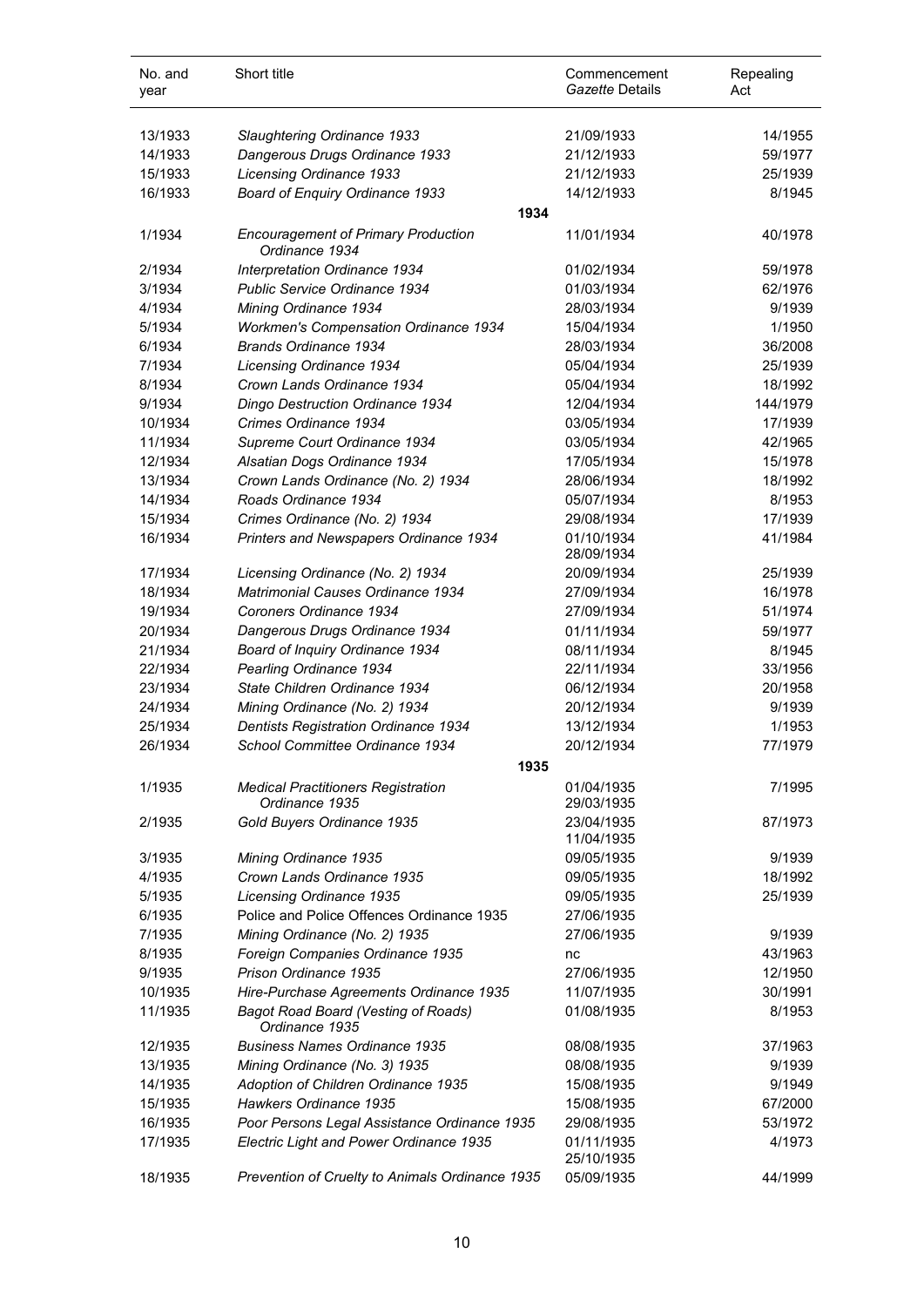| No. and year | Short title | Commencement *Gazette* Details | Repealing Act |
|---|---|---|---|
| 13/1933 | *Slaughtering Ordinance 1933* | 21/09/1933 | 14/1955 |
| 14/1933 | *Dangerous Drugs Ordinance 1933* | 21/12/1933 | 59/1977 |
| 15/1933 | *Licensing Ordinance 1933* | 21/12/1933 | 25/1939 |
| 16/1933 | *Board of Enquiry Ordinance 1933* | 14/12/1933 | 8/1945 |
| | **1934** | | |
| 1/1934 | *Encouragement of Primary Production Ordinance 1934* | 11/01/1934 | 40/1978 |
| 2/1934 | *Interpretation Ordinance 1934* | 01/02/1934 | 59/1978 |
| 3/1934 | *Public Service Ordinance 1934* | 01/03/1934 | 62/1976 |
| 4/1934 | *Mining Ordinance 1934* | 28/03/1934 | 9/1939 |
| 5/1934 | *Workmen's Compensation Ordinance 1934* | 15/04/1934 | 1/1950 |
| 6/1934 | *Brands Ordinance 1934* | 28/03/1934 | 36/2008 |
| 7/1934 | *Licensing Ordinance 1934* | 05/04/1934 | 25/1939 |
| 8/1934 | *Crown Lands Ordinance 1934* | 05/04/1934 | 18/1992 |
| 9/1934 | *Dingo Destruction Ordinance 1934* | 12/04/1934 | 144/1979 |
| 10/1934 | *Crimes Ordinance 1934* | 03/05/1934 | 17/1939 |
| 11/1934 | *Supreme Court Ordinance 1934* | 03/05/1934 | 42/1965 |
| 12/1934 | *Alsatian Dogs Ordinance 1934* | 17/05/1934 | 15/1978 |
| 13/1934 | *Crown Lands Ordinance (No. 2) 1934* | 28/06/1934 | 18/1992 |
| 14/1934 | *Roads Ordinance 1934* | 05/07/1934 | 8/1953 |
| 15/1934 | *Crimes Ordinance (No. 2) 1934* | 29/08/1934 | 17/1939 |
| 16/1934 | *Printers and Newspapers Ordinance 1934* | 01/10/1934<br>28/09/1934 | 41/1984 |
| 17/1934 | *Licensing Ordinance (No. 2) 1934* | 20/09/1934 | 25/1939 |
| 18/1934 | *Matrimonial Causes Ordinance 1934* | 27/09/1934 | 16/1978 |
| 19/1934 | *Coroners Ordinance 1934* | 27/09/1934 | 51/1974 |
| 20/1934 | *Dangerous Drugs Ordinance 1934* | 01/11/1934 | 59/1977 |
| 21/1934 | *Board of Inquiry Ordinance 1934* | 08/11/1934 | 8/1945 |
| 22/1934 | *Pearling Ordinance 1934* | 22/11/1934 | 33/1956 |
| 23/1934 | *State Children Ordinance 1934* | 06/12/1934 | 20/1958 |
| 24/1934 | *Mining Ordinance (No. 2) 1934* | 20/12/1934 | 9/1939 |
| 25/1934 | *Dentists Registration Ordinance 1934* | 13/12/1934 | 1/1953 |
| 26/1934 | *School Committee Ordinance 1934* | 20/12/1934 | 77/1979 |
| | **1935** | | |
| 1/1935 | *Medical Practitioners Registration Ordinance 1935* | 01/04/1935<br>29/03/1935 | 7/1995 |
| 2/1935 | *Gold Buyers Ordinance 1935* | 23/04/1935<br>11/04/1935 | 87/1973 |
| 3/1935 | *Mining Ordinance 1935* | 09/05/1935 | 9/1939 |
| 4/1935 | *Crown Lands Ordinance 1935* | 09/05/1935 | 18/1992 |
| 5/1935 | *Licensing Ordinance 1935* | 09/05/1935 | 25/1939 |
| 6/1935 | Police and Police Offences Ordinance 1935 | 27/06/1935 | |
| 7/1935 | *Mining Ordinance (No. 2) 1935* | 27/06/1935 | 9/1939 |
| 8/1935 | *Foreign Companies Ordinance 1935* | nc | 43/1963 |
| 9/1935 | *Prison Ordinance 1935* | 27/06/1935 | 12/1950 |
| 10/1935 | *Hire-Purchase Agreements Ordinance 1935* | 11/07/1935 | 30/1991 |
| 11/1935 | *Bagot Road Board (Vesting of Roads) Ordinance 1935* | 01/08/1935 | 8/1953 |
| 12/1935 | *Business Names Ordinance 1935* | 08/08/1935 | 37/1963 |
| 13/1935 | *Mining Ordinance (No. 3) 1935* | 08/08/1935 | 9/1939 |
| 14/1935 | *Adoption of Children Ordinance 1935* | 15/08/1935 | 9/1949 |
| 15/1935 | *Hawkers Ordinance 1935* | 15/08/1935 | 67/2000 |
| 16/1935 | *Poor Persons Legal Assistance Ordinance 1935* | 29/08/1935 | 53/1972 |
| 17/1935 | *Electric Light and Power Ordinance 1935* | 01/11/1935<br>25/10/1935 | 4/1973 |
| 18/1935 | *Prevention of Cruelty to Animals Ordinance 1935* | 05/09/1935 | 44/1999 |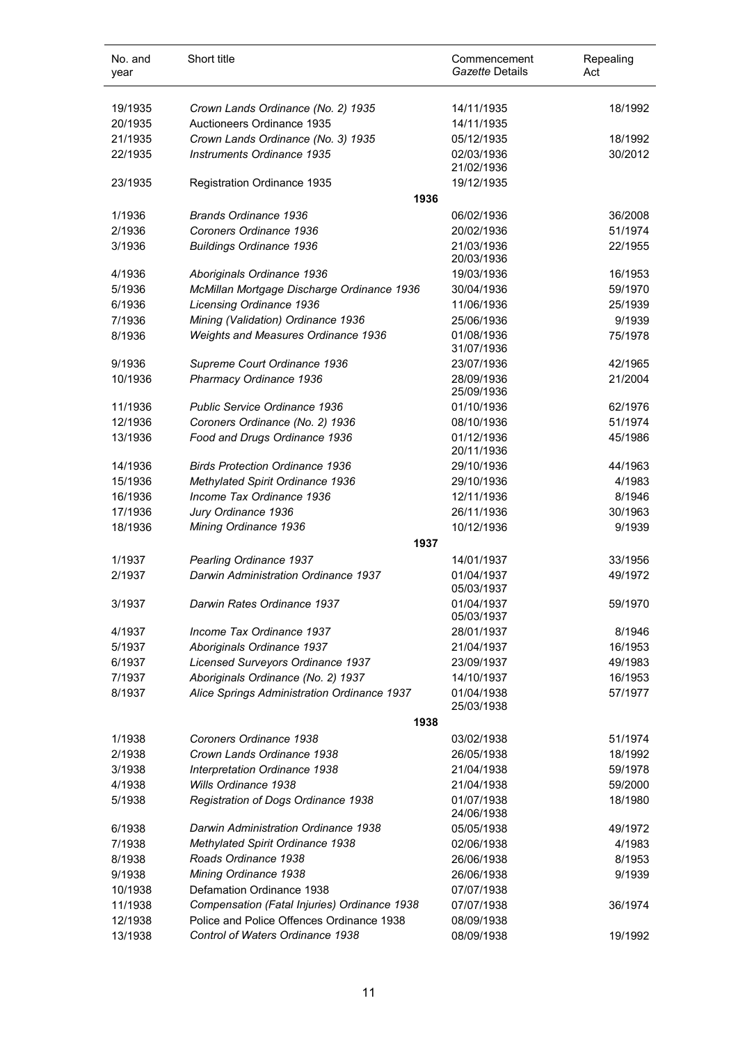| No. and year | Short title | Commencement *Gazette* Details | Repealing Act |
|---|---|---|---|
| 19/1935 | *Crown Lands Ordinance (No. 2) 1935* | 14/11/1935 | 18/1992 |
| 20/1935 | Auctioneers Ordinance 1935 | 14/11/1935 | |
| 21/1935 | *Crown Lands Ordinance (No. 3) 1935* | 05/12/1935 | 18/1992 |
| 22/1935 | *Instruments Ordinance 1935* | 02/03/1936 21/02/1936 | 30/2012 |
| 23/1935 | Registration Ordinance 1935 | 19/12/1935 | |
| | **1936** | | |
| 1/1936 | *Brands Ordinance 1936* | 06/02/1936 | 36/2008 |
| 2/1936 | *Coroners Ordinance 1936* | 20/02/1936 | 51/1974 |
| 3/1936 | *Buildings Ordinance 1936* | 21/03/1936 20/03/1936 | 22/1955 |
| 4/1936 | *Aboriginals Ordinance 1936* | 19/03/1936 | 16/1953 |
| 5/1936 | *McMillan Mortgage Discharge Ordinance 1936* | 30/04/1936 | 59/1970 |
| 6/1936 | *Licensing Ordinance 1936* | 11/06/1936 | 25/1939 |
| 7/1936 | *Mining (Validation) Ordinance 1936* | 25/06/1936 | 9/1939 |
| 8/1936 | *Weights and Measures Ordinance 1936* | 01/08/1936 31/07/1936 | 75/1978 |
| 9/1936 | *Supreme Court Ordinance 1936* | 23/07/1936 | 42/1965 |
| 10/1936 | *Pharmacy Ordinance 1936* | 28/09/1936 25/09/1936 | 21/2004 |
| 11/1936 | *Public Service Ordinance 1936* | 01/10/1936 | 62/1976 |
| 12/1936 | *Coroners Ordinance (No. 2) 1936* | 08/10/1936 | 51/1974 |
| 13/1936 | *Food and Drugs Ordinance 1936* | 01/12/1936 20/11/1936 | 45/1986 |
| 14/1936 | *Birds Protection Ordinance 1936* | 29/10/1936 | 44/1963 |
| 15/1936 | *Methylated Spirit Ordinance 1936* | 29/10/1936 | 4/1983 |
| 16/1936 | *Income Tax Ordinance 1936* | 12/11/1936 | 8/1946 |
| 17/1936 | *Jury Ordinance 1936* | 26/11/1936 | 30/1963 |
| 18/1936 | *Mining Ordinance 1936* | 10/12/1936 | 9/1939 |
| | **1937** | | |
| 1/1937 | *Pearling Ordinance 1937* | 14/01/1937 | 33/1956 |
| 2/1937 | *Darwin Administration Ordinance 1937* | 01/04/1937 05/03/1937 | 49/1972 |
| 3/1937 | *Darwin Rates Ordinance 1937* | 01/04/1937 05/03/1937 | 59/1970 |
| 4/1937 | *Income Tax Ordinance 1937* | 28/01/1937 | 8/1946 |
| 5/1937 | *Aboriginals Ordinance 1937* | 21/04/1937 | 16/1953 |
| 6/1937 | *Licensed Surveyors Ordinance 1937* | 23/09/1937 | 49/1983 |
| 7/1937 | *Aboriginals Ordinance (No. 2) 1937* | 14/10/1937 | 16/1953 |
| 8/1937 | *Alice Springs Administration Ordinance 1937* | 01/04/1938 25/03/1938 | 57/1977 |
| | **1938** | | |
| 1/1938 | *Coroners Ordinance 1938* | 03/02/1938 | 51/1974 |
| 2/1938 | *Crown Lands Ordinance 1938* | 26/05/1938 | 18/1992 |
| 3/1938 | *Interpretation Ordinance 1938* | 21/04/1938 | 59/1978 |
| 4/1938 | *Wills Ordinance 1938* | 21/04/1938 | 59/2000 |
| 5/1938 | *Registration of Dogs Ordinance 1938* | 01/07/1938 24/06/1938 | 18/1980 |
| 6/1938 | *Darwin Administration Ordinance 1938* | 05/05/1938 | 49/1972 |
| 7/1938 | *Methylated Spirit Ordinance 1938* | 02/06/1938 | 4/1983 |
| 8/1938 | *Roads Ordinance 1938* | 26/06/1938 | 8/1953 |
| 9/1938 | *Mining Ordinance 1938* | 26/06/1938 | 9/1939 |
| 10/1938 | Defamation Ordinance 1938 | 07/07/1938 | |
| 11/1938 | *Compensation (Fatal Injuries) Ordinance 1938* | 07/07/1938 | 36/1974 |
| 12/1938 | Police and Police Offences Ordinance 1938 | 08/09/1938 | |
| 13/1938 | *Control of Waters Ordinance 1938* | 08/09/1938 | 19/1992 |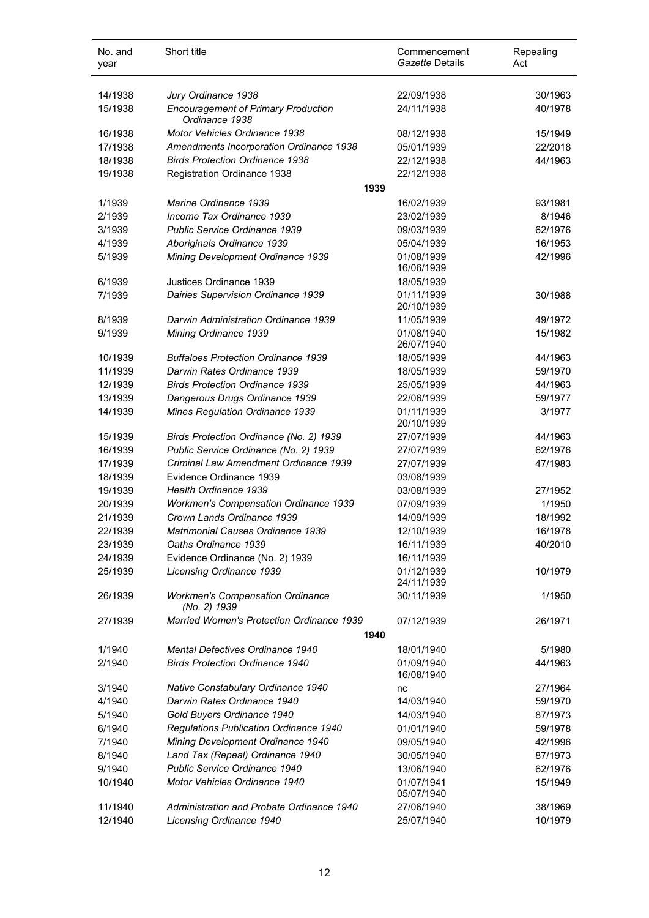| No. and year | Short title | Commencement *Gazette* Details | Repealing Act |
|---|---|---|---|
| 14/1938 | *Jury Ordinance 1938* | 22/09/1938 | 30/1963 |
| 15/1938 | *Encouragement of Primary Production Ordinance 1938* | 24/11/1938 | 40/1978 |
| 16/1938 | *Motor Vehicles Ordinance 1938* | 08/12/1938 | 15/1949 |
| 17/1938 | *Amendments Incorporation Ordinance 1938* | 05/01/1939 | 22/2018 |
| 18/1938 | *Birds Protection Ordinance 1938* | 22/12/1938 | 44/1963 |
| 19/1938 | Registration Ordinance 1938 | 22/12/1938 | |
| | **1939** | | |
| 1/1939 | *Marine Ordinance 1939* | 16/02/1939 | 93/1981 |
| 2/1939 | *Income Tax Ordinance 1939* | 23/02/1939 | 8/1946 |
| 3/1939 | *Public Service Ordinance 1939* | 09/03/1939 | 62/1976 |
| 4/1939 | *Aboriginals Ordinance 1939* | 05/04/1939 | 16/1953 |
| 5/1939 | *Mining Development Ordinance 1939* | 01/08/1939<br>16/06/1939 | 42/1996 |
| 6/1939 | Justices Ordinance 1939 | 18/05/1939 | |
| 7/1939 | *Dairies Supervision Ordinance 1939* | 01/11/1939<br>20/10/1939 | 30/1988 |
| 8/1939 | *Darwin Administration Ordinance 1939* | 11/05/1939 | 49/1972 |
| 9/1939 | *Mining Ordinance 1939* | 01/08/1940<br>26/07/1940 | 15/1982 |
| 10/1939 | *Buffaloes Protection Ordinance 1939* | 18/05/1939 | 44/1963 |
| 11/1939 | *Darwin Rates Ordinance 1939* | 18/05/1939 | 59/1970 |
| 12/1939 | *Birds Protection Ordinance 1939* | 25/05/1939 | 44/1963 |
| 13/1939 | *Dangerous Drugs Ordinance 1939* | 22/06/1939 | 59/1977 |
| 14/1939 | *Mines Regulation Ordinance 1939* | 01/11/1939<br>20/10/1939 | 3/1977 |
| 15/1939 | *Birds Protection Ordinance (No. 2) 1939* | 27/07/1939 | 44/1963 |
| 16/1939 | *Public Service Ordinance (No. 2) 1939* | 27/07/1939 | 62/1976 |
| 17/1939 | *Criminal Law Amendment Ordinance 1939* | 27/07/1939 | 47/1983 |
| 18/1939 | Evidence Ordinance 1939 | 03/08/1939 | |
| 19/1939 | *Health Ordinance 1939* | 03/08/1939 | 27/1952 |
| 20/1939 | *Workmen's Compensation Ordinance 1939* | 07/09/1939 | 1/1950 |
| 21/1939 | *Crown Lands Ordinance 1939* | 14/09/1939 | 18/1992 |
| 22/1939 | *Matrimonial Causes Ordinance 1939* | 12/10/1939 | 16/1978 |
| 23/1939 | *Oaths Ordinance 1939* | 16/11/1939 | 40/2010 |
| 24/1939 | Evidence Ordinance (No. 2) 1939 | 16/11/1939 | |
| 25/1939 | *Licensing Ordinance 1939* | 01/12/1939<br>24/11/1939 | 10/1979 |
| 26/1939 | *Workmen's Compensation Ordinance (No. 2) 1939* | 30/11/1939 | 1/1950 |
| 27/1939 | *Married Women's Protection Ordinance 1939* | 07/12/1939 | 26/1971 |
| | **1940** | | |
| 1/1940 | *Mental Defectives Ordinance 1940* | 18/01/1940 | 5/1980 |
| 2/1940 | *Birds Protection Ordinance 1940* | 01/09/1940<br>16/08/1940 | 44/1963 |
| 3/1940 | *Native Constabulary Ordinance 1940* | nc | 27/1964 |
| 4/1940 | *Darwin Rates Ordinance 1940* | 14/03/1940 | 59/1970 |
| 5/1940 | *Gold Buyers Ordinance 1940* | 14/03/1940 | 87/1973 |
| 6/1940 | *Regulations Publication Ordinance 1940* | 01/01/1940 | 59/1978 |
| 7/1940 | *Mining Development Ordinance 1940* | 09/05/1940 | 42/1996 |
| 8/1940 | *Land Tax (Repeal) Ordinance 1940* | 30/05/1940 | 87/1973 |
| 9/1940 | *Public Service Ordinance 1940* | 13/06/1940 | 62/1976 |
| 10/1940 | *Motor Vehicles Ordinance 1940* | 01/07/1941<br>05/07/1940 | 15/1949 |
| 11/1940 | *Administration and Probate Ordinance 1940* | 27/06/1940 | 38/1969 |
| 12/1940 | *Licensing Ordinance 1940* | 25/07/1940 | 10/1979 |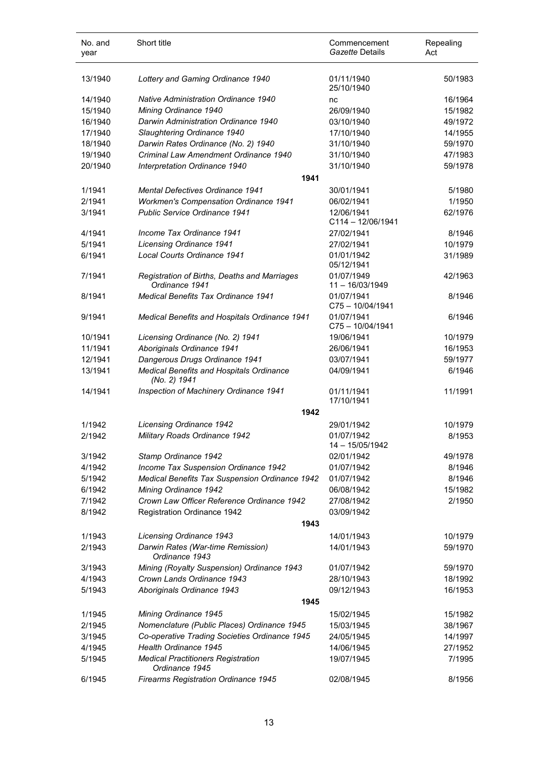| No. and year | Short title | Commencement *Gazette* Details | Repealing Act |
|---|---|---|---|
| 13/1940 | *Lottery and Gaming Ordinance 1940* | 01/11/1940 25/10/1940 | 50/1983 |
| 14/1940 | *Native Administration Ordinance 1940* | nc | 16/1964 |
| 15/1940 | *Mining Ordinance 1940* | 26/09/1940 | 15/1982 |
| 16/1940 | *Darwin Administration Ordinance 1940* | 03/10/1940 | 49/1972 |
| 17/1940 | *Slaughtering Ordinance 1940* | 17/10/1940 | 14/1955 |
| 18/1940 | *Darwin Rates Ordinance (No. 2) 1940* | 31/10/1940 | 59/1970 |
| 19/1940 | *Criminal Law Amendment Ordinance 1940* | 31/10/1940 | 47/1983 |
| 20/1940 | *Interpretation Ordinance 1940* | 31/10/1940 | 59/1978 |
| | **1941** | | |
| 1/1941 | *Mental Defectives Ordinance 1941* | 30/01/1941 | 5/1980 |
| 2/1941 | *Workmen's Compensation Ordinance 1941* | 06/02/1941 | 1/1950 |
| 3/1941 | *Public Service Ordinance 1941* | 12/06/1941 C114 – 12/06/1941 | 62/1976 |
| 4/1941 | *Income Tax Ordinance 1941* | 27/02/1941 | 8/1946 |
| 5/1941 | *Licensing Ordinance 1941* | 27/02/1941 | 10/1979 |
| 6/1941 | *Local Courts Ordinance 1941* | 01/01/1942 05/12/1941 | 31/1989 |
| 7/1941 | *Registration of Births, Deaths and Marriages Ordinance 1941* | 01/07/1949 11 – 16/03/1949 | 42/1963 |
| 8/1941 | *Medical Benefits Tax Ordinance 1941* | 01/07/1941 C75 – 10/04/1941 | 8/1946 |
| 9/1941 | *Medical Benefits and Hospitals Ordinance 1941* | 01/07/1941 C75 – 10/04/1941 | 6/1946 |
| 10/1941 | *Licensing Ordinance (No. 2) 1941* | 19/06/1941 | 10/1979 |
| 11/1941 | *Aboriginals Ordinance 1941* | 26/06/1941 | 16/1953 |
| 12/1941 | *Dangerous Drugs Ordinance 1941* | 03/07/1941 | 59/1977 |
| 13/1941 | *Medical Benefits and Hospitals Ordinance (No. 2) 1941* | 04/09/1941 | 6/1946 |
| 14/1941 | *Inspection of Machinery Ordinance 1941* | 01/11/1941 17/10/1941 | 11/1991 |
| | **1942** | | |
| 1/1942 | *Licensing Ordinance 1942* | 29/01/1942 | 10/1979 |
| 2/1942 | *Military Roads Ordinance 1942* | 01/07/1942 14 – 15/05/1942 | 8/1953 |
| 3/1942 | *Stamp Ordinance 1942* | 02/01/1942 | 49/1978 |
| 4/1942 | *Income Tax Suspension Ordinance 1942* | 01/07/1942 | 8/1946 |
| 5/1942 | *Medical Benefits Tax Suspension Ordinance 1942* | 01/07/1942 | 8/1946 |
| 6/1942 | *Mining Ordinance 1942* | 06/08/1942 | 15/1982 |
| 7/1942 | *Crown Law Officer Reference Ordinance 1942* | 27/08/1942 | 2/1950 |
| 8/1942 | Registration Ordinance 1942 | 03/09/1942 | |
| | **1943** | | |
| 1/1943 | *Licensing Ordinance 1943* | 14/01/1943 | 10/1979 |
| 2/1943 | *Darwin Rates (War-time Remission) Ordinance 1943* | 14/01/1943 | 59/1970 |
| 3/1943 | *Mining (Royalty Suspension) Ordinance 1943* | 01/07/1942 | 59/1970 |
| 4/1943 | *Crown Lands Ordinance 1943* | 28/10/1943 | 18/1992 |
| 5/1943 | *Aboriginals Ordinance 1943* | 09/12/1943 | 16/1953 |
| | **1945** | | |
| 1/1945 | *Mining Ordinance 1945* | 15/02/1945 | 15/1982 |
| 2/1945 | *Nomenclature (Public Places) Ordinance 1945* | 15/03/1945 | 38/1967 |
| 3/1945 | *Co-operative Trading Societies Ordinance 1945* | 24/05/1945 | 14/1997 |
| 4/1945 | *Health Ordinance 1945* | 14/06/1945 | 27/1952 |
| 5/1945 | *Medical Practitioners Registration Ordinance 1945* | 19/07/1945 | 7/1995 |
| 6/1945 | *Firearms Registration Ordinance 1945* | 02/08/1945 | 8/1956 |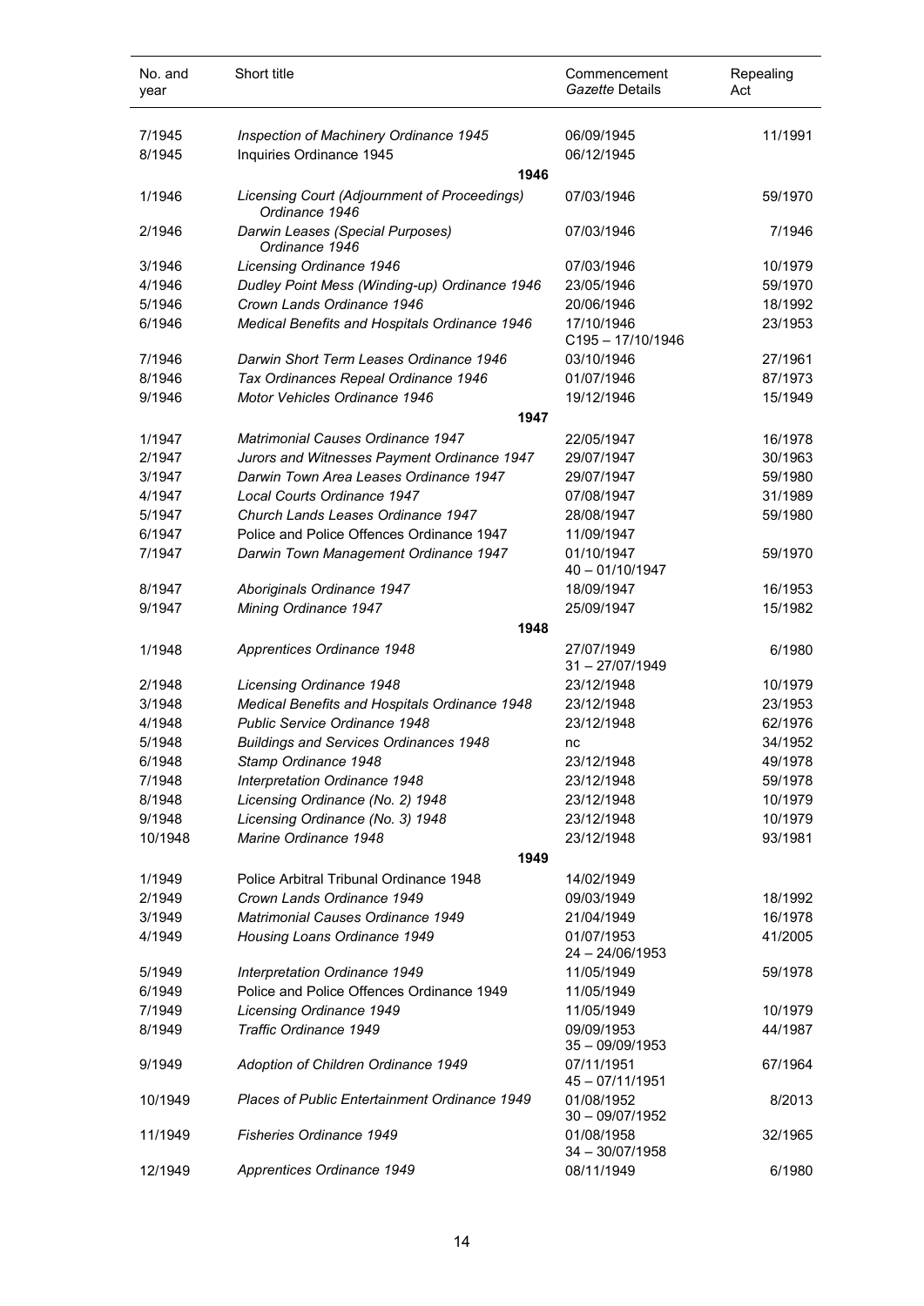| No. and year | Short title | Commencement *Gazette* Details | Repealing Act |
|---|---|---|---|
| 7/1945 | *Inspection of Machinery Ordinance 1945* | 06/09/1945 | 11/1991 |
| 8/1945 | Inquiries Ordinance 1945 | 06/12/1945 | |
| | **1946** | | |
| 1/1946 | *Licensing Court (Adjournment of Proceedings) Ordinance 1946* | 07/03/1946 | 59/1970 |
| 2/1946 | *Darwin Leases (Special Purposes) Ordinance 1946* | 07/03/1946 | 7/1946 |
| 3/1946 | *Licensing Ordinance 1946* | 07/03/1946 | 10/1979 |
| 4/1946 | *Dudley Point Mess (Winding-up) Ordinance 1946* | 23/05/1946 | 59/1970 |
| 5/1946 | *Crown Lands Ordinance 1946* | 20/06/1946 | 18/1992 |
| 6/1946 | *Medical Benefits and Hospitals Ordinance 1946* | 17/10/1946 C195 – 17/10/1946 | 23/1953 |
| 7/1946 | *Darwin Short Term Leases Ordinance 1946* | 03/10/1946 | 27/1961 |
| 8/1946 | *Tax Ordinances Repeal Ordinance 1946* | 01/07/1946 | 87/1973 |
| 9/1946 | *Motor Vehicles Ordinance 1946* | 19/12/1946 | 15/1949 |
| | **1947** | | |
| 1/1947 | *Matrimonial Causes Ordinance 1947* | 22/05/1947 | 16/1978 |
| 2/1947 | *Jurors and Witnesses Payment Ordinance 1947* | 29/07/1947 | 30/1963 |
| 3/1947 | *Darwin Town Area Leases Ordinance 1947* | 29/07/1947 | 59/1980 |
| 4/1947 | *Local Courts Ordinance 1947* | 07/08/1947 | 31/1989 |
| 5/1947 | *Church Lands Leases Ordinance 1947* | 28/08/1947 | 59/1980 |
| 6/1947 | Police and Police Offences Ordinance 1947 | 11/09/1947 | |
| 7/1947 | *Darwin Town Management Ordinance 1947* | 01/10/1947 40 – 01/10/1947 | 59/1970 |
| 8/1947 | *Aboriginals Ordinance 1947* | 18/09/1947 | 16/1953 |
| 9/1947 | *Mining Ordinance 1947* | 25/09/1947 | 15/1982 |
| | **1948** | | |
| 1/1948 | *Apprentices Ordinance 1948* | 27/07/1949 31 – 27/07/1949 | 6/1980 |
| 2/1948 | *Licensing Ordinance 1948* | 23/12/1948 | 10/1979 |
| 3/1948 | *Medical Benefits and Hospitals Ordinance 1948* | 23/12/1948 | 23/1953 |
| 4/1948 | *Public Service Ordinance 1948* | 23/12/1948 | 62/1976 |
| 5/1948 | *Buildings and Services Ordinances 1948* | nc | 34/1952 |
| 6/1948 | *Stamp Ordinance 1948* | 23/12/1948 | 49/1978 |
| 7/1948 | *Interpretation Ordinance 1948* | 23/12/1948 | 59/1978 |
| 8/1948 | *Licensing Ordinance (No. 2) 1948* | 23/12/1948 | 10/1979 |
| 9/1948 | *Licensing Ordinance (No. 3) 1948* | 23/12/1948 | 10/1979 |
| 10/1948 | *Marine Ordinance 1948* | 23/12/1948 | 93/1981 |
| | **1949** | | |
| 1/1949 | Police Arbitral Tribunal Ordinance 1948 | 14/02/1949 | |
| 2/1949 | *Crown Lands Ordinance 1949* | 09/03/1949 | 18/1992 |
| 3/1949 | *Matrimonial Causes Ordinance 1949* | 21/04/1949 | 16/1978 |
| 4/1949 | *Housing Loans Ordinance 1949* | 01/07/1953 24 – 24/06/1953 | 41/2005 |
| 5/1949 | *Interpretation Ordinance 1949* | 11/05/1949 | 59/1978 |
| 6/1949 | Police and Police Offences Ordinance 1949 | 11/05/1949 | |
| 7/1949 | *Licensing Ordinance 1949* | 11/05/1949 | 10/1979 |
| 8/1949 | *Traffic Ordinance 1949* | 09/09/1953 35 – 09/09/1953 | 44/1987 |
| 9/1949 | *Adoption of Children Ordinance 1949* | 07/11/1951 45 – 07/11/1951 | 67/1964 |
| 10/1949 | *Places of Public Entertainment Ordinance 1949* | 01/08/1952 30 – 09/07/1952 | 8/2013 |
| 11/1949 | *Fisheries Ordinance 1949* | 01/08/1958 34 – 30/07/1958 | 32/1965 |
| 12/1949 | *Apprentices Ordinance 1949* | 08/11/1949 | 6/1980 |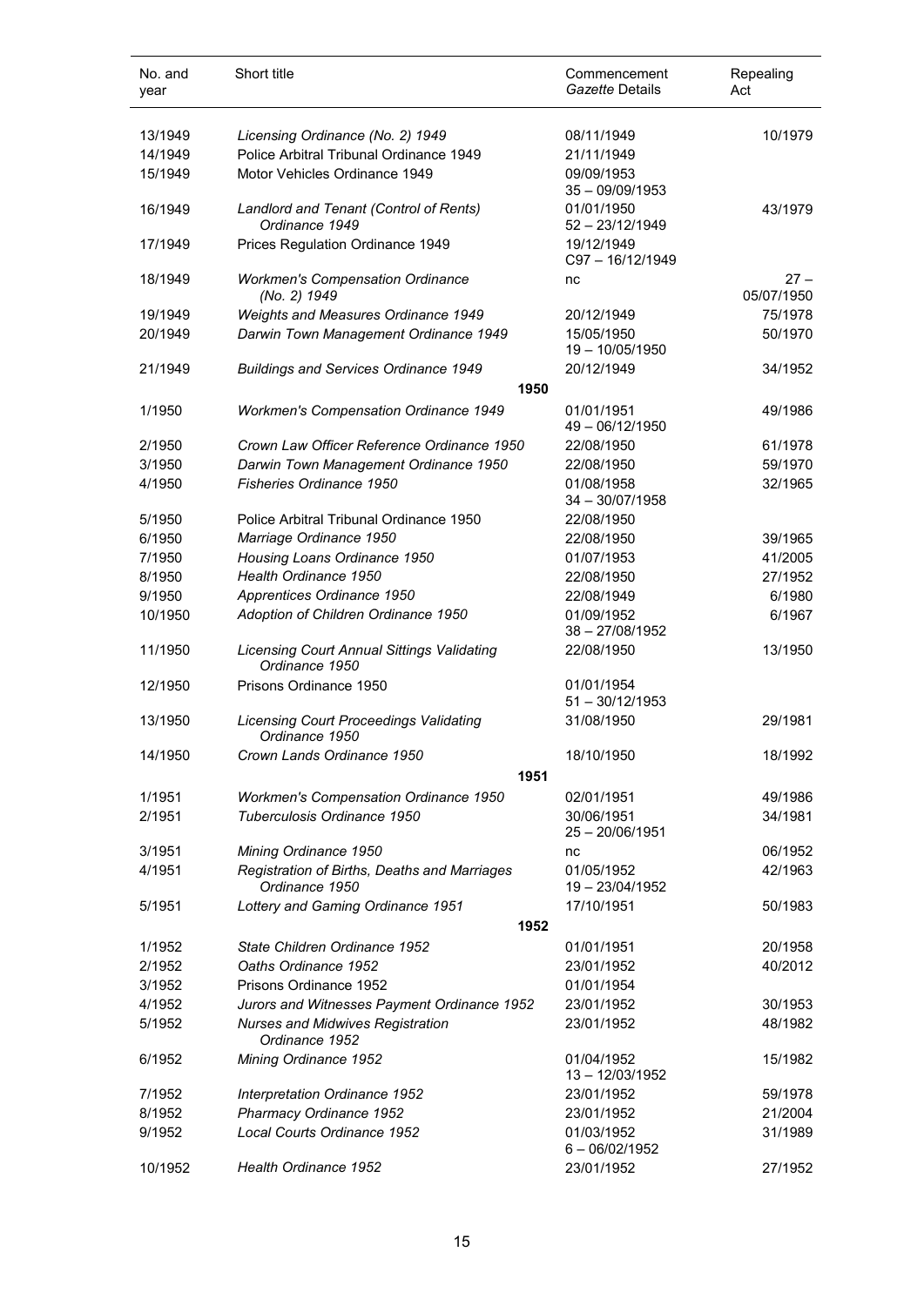| No. and year | Short title | Commencement *Gazette* Details | Repealing Act |
|---|---|---|---|
| 13/1949 | *Licensing Ordinance (No. 2) 1949* | 08/11/1949 | 10/1979 |
| 14/1949 | Police Arbitral Tribunal Ordinance 1949 | 21/11/1949 | |
| 15/1949 | Motor Vehicles Ordinance 1949 | 09/09/1953<br>35 – 09/09/1953 | |
| 16/1949 | *Landlord and Tenant (Control of Rents) Ordinance 1949* | 01/01/1950<br>52 – 23/12/1949 | 43/1979 |
| 17/1949 | Prices Regulation Ordinance 1949 | 19/12/1949<br>C97 – 16/12/1949 | |
| 18/1949 | *Workmen's Compensation Ordinance (No. 2) 1949* | nc | 27 – 05/07/1950 |
| 19/1949 | *Weights and Measures Ordinance 1949* | 20/12/1949 | 75/1978 |
| 20/1949 | *Darwin Town Management Ordinance 1949* | 15/05/1950<br>19 – 10/05/1950 | 50/1970 |
| 21/1949 | *Buildings and Services Ordinance 1949* | 20/12/1949 | 34/1952 |
| | **1950** | | |
| 1/1950 | *Workmen's Compensation Ordinance 1949* | 01/01/1951<br>49 – 06/12/1950 | 49/1986 |
| 2/1950 | *Crown Law Officer Reference Ordinance 1950* | 22/08/1950 | 61/1978 |
| 3/1950 | *Darwin Town Management Ordinance 1950* | 22/08/1950 | 59/1970 |
| 4/1950 | *Fisheries Ordinance 1950* | 01/08/1958<br>34 – 30/07/1958 | 32/1965 |
| 5/1950 | Police Arbitral Tribunal Ordinance 1950 | 22/08/1950 | |
| 6/1950 | *Marriage Ordinance 1950* | 22/08/1950 | 39/1965 |
| 7/1950 | *Housing Loans Ordinance 1950* | 01/07/1953 | 41/2005 |
| 8/1950 | *Health Ordinance 1950* | 22/08/1950 | 27/1952 |
| 9/1950 | *Apprentices Ordinance 1950* | 22/08/1949 | 6/1980 |
| 10/1950 | *Adoption of Children Ordinance 1950* | 01/09/1952<br>38 – 27/08/1952 | 6/1967 |
| 11/1950 | *Licensing Court Annual Sittings Validating Ordinance 1950* | 22/08/1950 | 13/1950 |
| 12/1950 | Prisons Ordinance 1950 | 01/01/1954<br>51 – 30/12/1953 | |
| 13/1950 | *Licensing Court Proceedings Validating Ordinance 1950* | 31/08/1950 | 29/1981 |
| 14/1950 | *Crown Lands Ordinance 1950* | 18/10/1950 | 18/1992 |
| | **1951** | | |
| 1/1951 | *Workmen's Compensation Ordinance 1950* | 02/01/1951 | 49/1986 |
| 2/1951 | *Tuberculosis Ordinance 1950* | 30/06/1951<br>25 – 20/06/1951 | 34/1981 |
| 3/1951 | *Mining Ordinance 1950* | nc | 06/1952 |
| 4/1951 | *Registration of Births, Deaths and Marriages Ordinance 1950* | 01/05/1952<br>19 – 23/04/1952 | 42/1963 |
| 5/1951 | *Lottery and Gaming Ordinance 1951* | 17/10/1951 | 50/1983 |
| | **1952** | | |
| 1/1952 | *State Children Ordinance 1952* | 01/01/1951 | 20/1958 |
| 2/1952 | *Oaths Ordinance 1952* | 23/01/1952 | 40/2012 |
| 3/1952 | Prisons Ordinance 1952 | 01/01/1954 | |
| 4/1952 | *Jurors and Witnesses Payment Ordinance 1952* | 23/01/1952 | 30/1953 |
| 5/1952 | *Nurses and Midwives Registration Ordinance 1952* | 23/01/1952 | 48/1982 |
| 6/1952 | *Mining Ordinance 1952* | 01/04/1952<br>13 – 12/03/1952 | 15/1982 |
| 7/1952 | *Interpretation Ordinance 1952* | 23/01/1952 | 59/1978 |
| 8/1952 | *Pharmacy Ordinance 1952* | 23/01/1952 | 21/2004 |
| 9/1952 | *Local Courts Ordinance 1952* | 01/03/1952<br>6 – 06/02/1952 | 31/1989 |
| 10/1952 | *Health Ordinance 1952* | 23/01/1952 | 27/1952 |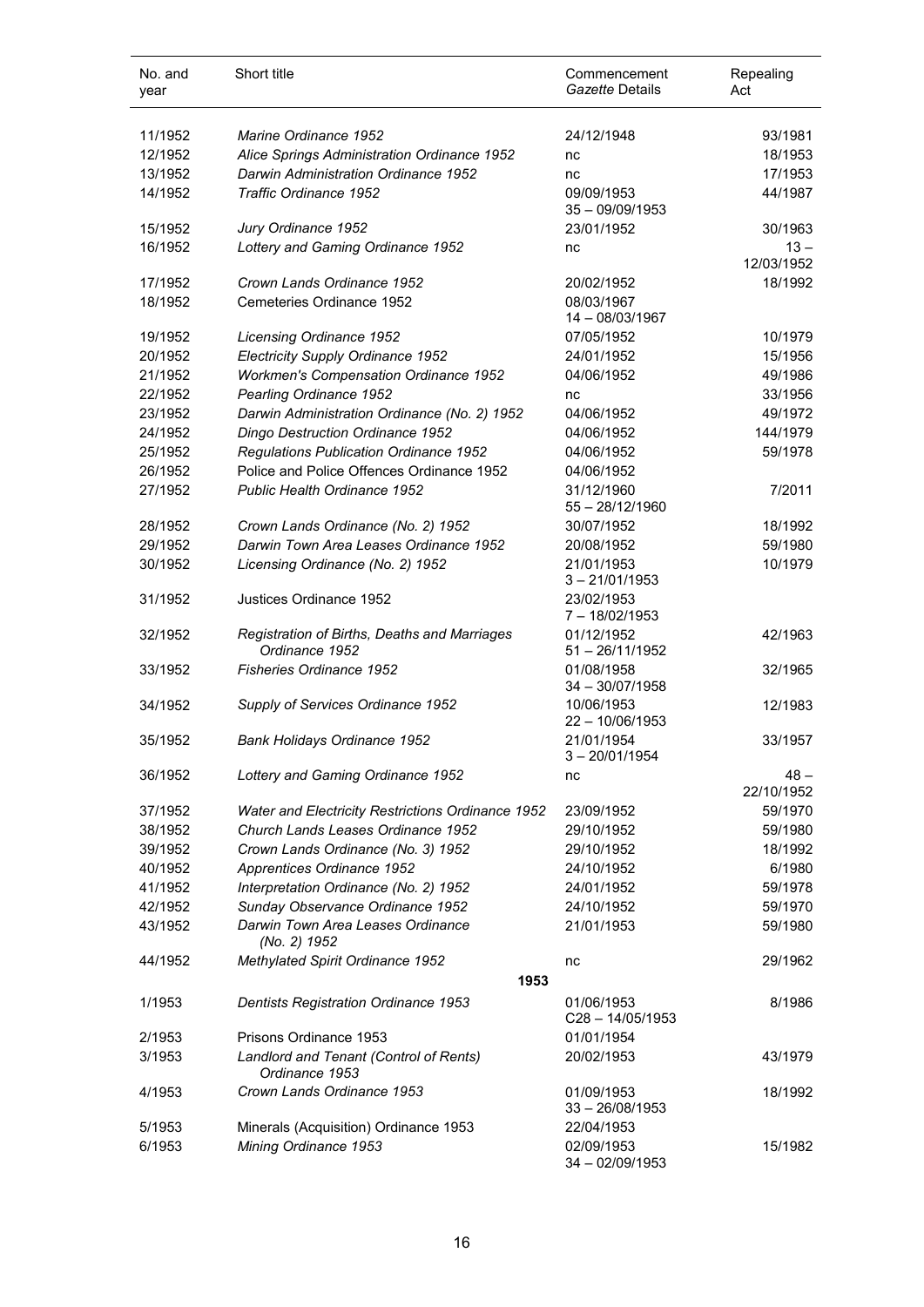| No. and year | Short title | Commencement *Gazette* Details | Repealing Act |
| --- | --- | --- | --- |
| 11/1952 | *Marine Ordinance 1952* | 24/12/1948 | 93/1981 |
| 12/1952 | *Alice Springs Administration Ordinance 1952* | nc | 18/1953 |
| 13/1952 | *Darwin Administration Ordinance 1952* | nc | 17/1953 |
| 14/1952 | *Traffic Ordinance 1952* | 09/09/1953<br>35 – 09/09/1953 | 44/1987 |
| 15/1952 | *Jury Ordinance 1952* | 23/01/1952 | 30/1963 |
| 16/1952 | *Lottery and Gaming Ordinance 1952* | nc | 13 – 12/03/1952 |
| 17/1952 | *Crown Lands Ordinance 1952* | 20/02/1952 | 18/1992 |
| 18/1952 | Cemeteries Ordinance 1952 | 08/03/1967<br>14 – 08/03/1967 | |
| 19/1952 | *Licensing Ordinance 1952* | 07/05/1952 | 10/1979 |
| 20/1952 | *Electricity Supply Ordinance 1952* | 24/01/1952 | 15/1956 |
| 21/1952 | *Workmen's Compensation Ordinance 1952* | 04/06/1952 | 49/1986 |
| 22/1952 | *Pearling Ordinance 1952* | nc | 33/1956 |
| 23/1952 | *Darwin Administration Ordinance (No. 2) 1952* | 04/06/1952 | 49/1972 |
| 24/1952 | *Dingo Destruction Ordinance 1952* | 04/06/1952 | 144/1979 |
| 25/1952 | *Regulations Publication Ordinance 1952* | 04/06/1952 | 59/1978 |
| 26/1952 | Police and Police Offences Ordinance 1952 | 04/06/1952 | |
| 27/1952 | *Public Health Ordinance 1952* | 31/12/1960<br>55 – 28/12/1960 | 7/2011 |
| 28/1952 | *Crown Lands Ordinance (No. 2) 1952* | 30/07/1952 | 18/1992 |
| 29/1952 | *Darwin Town Area Leases Ordinance 1952* | 20/08/1952 | 59/1980 |
| 30/1952 | *Licensing Ordinance (No. 2) 1952* | 21/01/1953<br>3 – 21/01/1953 | 10/1979 |
| 31/1952 | Justices Ordinance 1952 | 23/02/1953<br>7 – 18/02/1953 | |
| 32/1952 | *Registration of Births, Deaths and Marriages Ordinance 1952* | 01/12/1952<br>51 – 26/11/1952 | 42/1963 |
| 33/1952 | *Fisheries Ordinance 1952* | 01/08/1958<br>34 – 30/07/1958 | 32/1965 |
| 34/1952 | *Supply of Services Ordinance 1952* | 10/06/1953<br>22 – 10/06/1953 | 12/1983 |
| 35/1952 | *Bank Holidays Ordinance 1952* | 21/01/1954<br>3 – 20/01/1954 | 33/1957 |
| 36/1952 | *Lottery and Gaming Ordinance 1952* | nc | 48 – 22/10/1952 |
| 37/1952 | *Water and Electricity Restrictions Ordinance 1952* | 23/09/1952 | 59/1970 |
| 38/1952 | *Church Lands Leases Ordinance 1952* | 29/10/1952 | 59/1980 |
| 39/1952 | *Crown Lands Ordinance (No. 3) 1952* | 29/10/1952 | 18/1992 |
| 40/1952 | *Apprentices Ordinance 1952* | 24/10/1952 | 6/1980 |
| 41/1952 | *Interpretation Ordinance (No. 2) 1952* | 24/01/1952 | 59/1978 |
| 42/1952 | *Sunday Observance Ordinance 1952* | 24/10/1952 | 59/1970 |
| 43/1952 | *Darwin Town Area Leases Ordinance (No. 2) 1952* | 21/01/1953 | 59/1980 |
| 44/1952 | *Methylated Spirit Ordinance 1952* | nc | 29/1962 |
| | **1953** | | |
| 1/1953 | *Dentists Registration Ordinance 1953* | 01/06/1953<br>C28 – 14/05/1953 | 8/1986 |
| 2/1953 | Prisons Ordinance 1953 | 01/01/1954 | |
| 3/1953 | *Landlord and Tenant (Control of Rents) Ordinance 1953* | 20/02/1953 | 43/1979 |
| 4/1953 | *Crown Lands Ordinance 1953* | 01/09/1953<br>33 – 26/08/1953 | 18/1992 |
| 5/1953 | Minerals (Acquisition) Ordinance 1953 | 22/04/1953 | |
| 6/1953 | *Mining Ordinance 1953* | 02/09/1953<br>34 – 02/09/1953 | 15/1982 |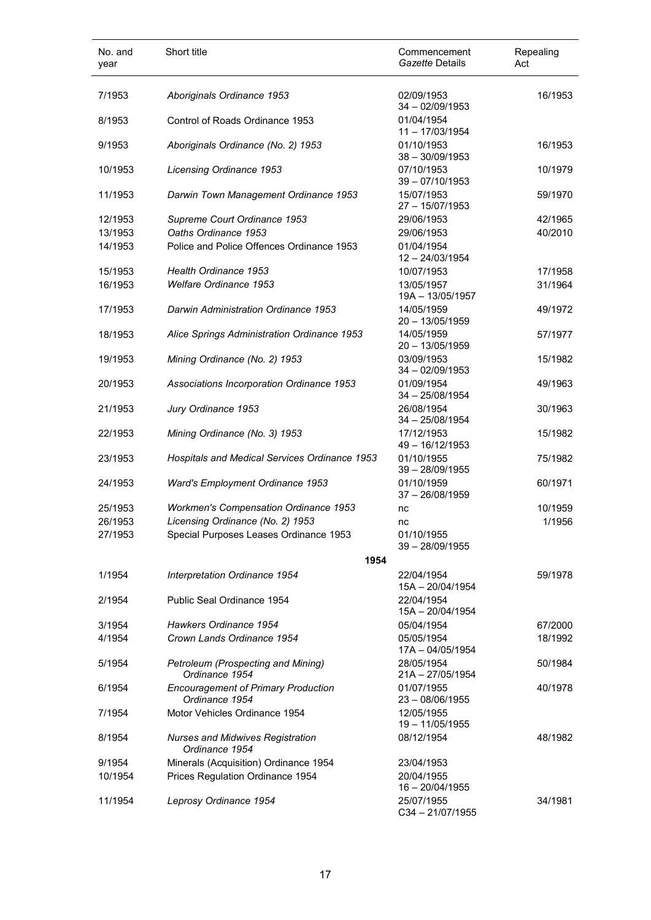| No. and year | Short title | Commencement *Gazette* Details | Repealing Act |
|---|---|---|---|
| 7/1953 | *Aboriginals Ordinance 1953* | 02/09/1953<br>34 – 02/09/1953 | 16/1953 |
| 8/1953 | Control of Roads Ordinance 1953 | 01/04/1954<br>11 – 17/03/1954 | |
| 9/1953 | *Aboriginals Ordinance (No. 2) 1953* | 01/10/1953<br>38 – 30/09/1953 | 16/1953 |
| 10/1953 | *Licensing Ordinance 1953* | 07/10/1953<br>39 – 07/10/1953 | 10/1979 |
| 11/1953 | *Darwin Town Management Ordinance 1953* | 15/07/1953<br>27 – 15/07/1953 | 59/1970 |
| 12/1953 | *Supreme Court Ordinance 1953* | 29/06/1953 | 42/1965 |
| 13/1953 | *Oaths Ordinance 1953* | 29/06/1953 | 40/2010 |
| 14/1953 | Police and Police Offences Ordinance 1953 | 01/04/1954<br>12 – 24/03/1954 | |
| 15/1953 | *Health Ordinance 1953* | 10/07/1953 | 17/1958 |
| 16/1953 | *Welfare Ordinance 1953* | 13/05/1957<br>19A – 13/05/1957 | 31/1964 |
| 17/1953 | *Darwin Administration Ordinance 1953* | 14/05/1959<br>20 – 13/05/1959 | 49/1972 |
| 18/1953 | *Alice Springs Administration Ordinance 1953* | 14/05/1959<br>20 – 13/05/1959 | 57/1977 |
| 19/1953 | *Mining Ordinance (No. 2) 1953* | 03/09/1953<br>34 – 02/09/1953 | 15/1982 |
| 20/1953 | *Associations Incorporation Ordinance 1953* | 01/09/1954<br>34 – 25/08/1954 | 49/1963 |
| 21/1953 | *Jury Ordinance 1953* | 26/08/1954<br>34 – 25/08/1954 | 30/1963 |
| 22/1953 | *Mining Ordinance (No. 3) 1953* | 17/12/1953<br>49 – 16/12/1953 | 15/1982 |
| 23/1953 | *Hospitals and Medical Services Ordinance 1953* | 01/10/1955<br>39 – 28/09/1955 | 75/1982 |
| 24/1953 | *Ward's Employment Ordinance 1953* | 01/10/1959<br>37 – 26/08/1959 | 60/1971 |
| 25/1953 | *Workmen's Compensation Ordinance 1953* | nc | 10/1959 |
| 26/1953 | *Licensing Ordinance (No. 2) 1953* | nc | 1/1956 |
| 27/1953 | Special Purposes Leases Ordinance 1953 | 01/10/1955<br>39 – 28/09/1955 | |
| | **1954** | | |
| 1/1954 | *Interpretation Ordinance 1954* | 22/04/1954<br>15A – 20/04/1954 | 59/1978 |
| 2/1954 | Public Seal Ordinance 1954 | 22/04/1954<br>15A – 20/04/1954 | |
| 3/1954 | *Hawkers Ordinance 1954* | 05/04/1954 | 67/2000 |
| 4/1954 | *Crown Lands Ordinance 1954* | 05/05/1954<br>17A – 04/05/1954 | 18/1992 |
| 5/1954 | *Petroleum (Prospecting and Mining) Ordinance 1954* | 28/05/1954<br>21A – 27/05/1954 | 50/1984 |
| 6/1954 | *Encouragement of Primary Production Ordinance 1954* | 01/07/1955<br>23 – 08/06/1955 | 40/1978 |
| 7/1954 | Motor Vehicles Ordinance 1954 | 12/05/1955<br>19 – 11/05/1955 | |
| 8/1954 | *Nurses and Midwives Registration Ordinance 1954* | 08/12/1954 | 48/1982 |
| 9/1954 | Minerals (Acquisition) Ordinance 1954 | 23/04/1953 | |
| 10/1954 | Prices Regulation Ordinance 1954 | 20/04/1955<br>16 – 20/04/1955 | |
| 11/1954 | *Leprosy Ordinance 1954* | 25/07/1955<br>C34 – 21/07/1955 | 34/1981 |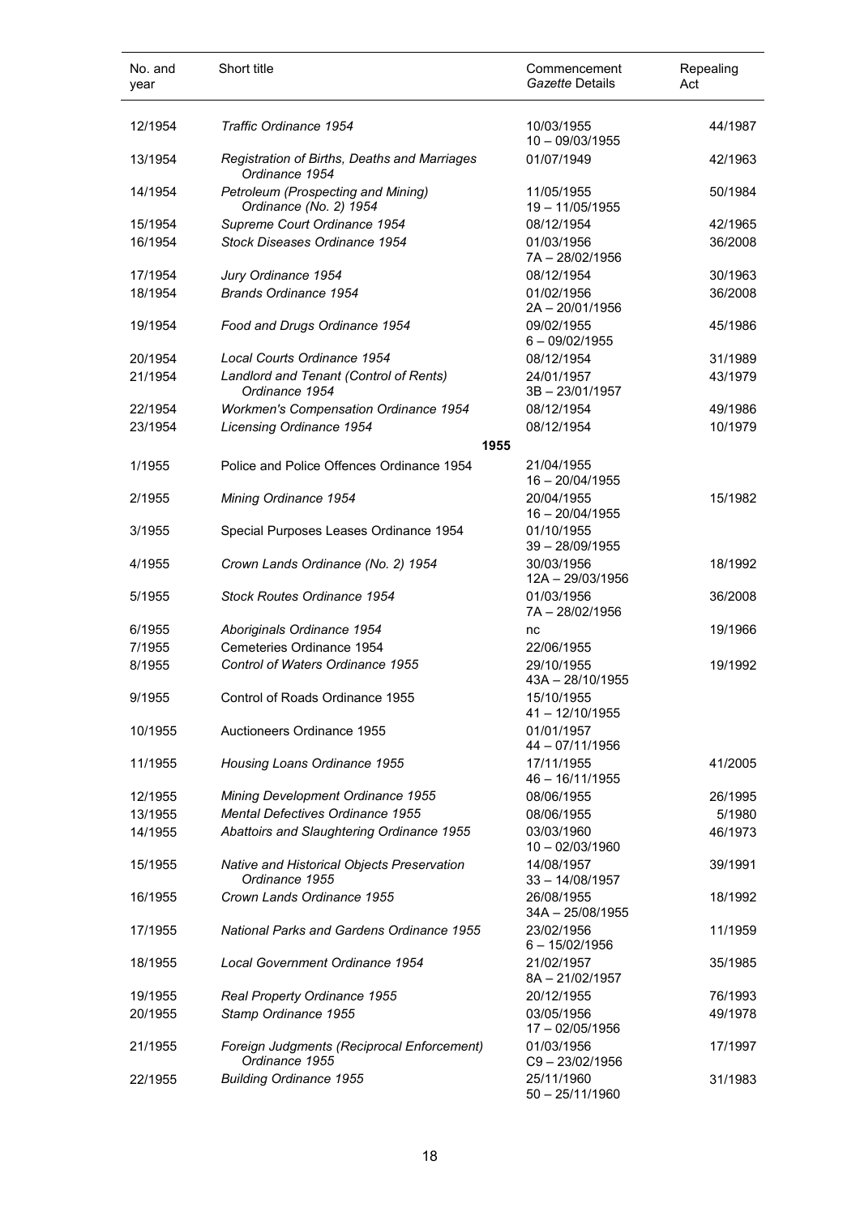| No. and year | Short title | Commencement *Gazette* Details | Repealing Act |
|---|---|---|---|
| 12/1954 | *Traffic Ordinance 1954* | 10/03/1955<br>10 – 09/03/1955 | 44/1987 |
| 13/1954 | *Registration of Births, Deaths and Marriages Ordinance 1954* | 01/07/1949 | 42/1963 |
| 14/1954 | *Petroleum (Prospecting and Mining) Ordinance (No. 2) 1954* | 11/05/1955<br>19 – 11/05/1955 | 50/1984 |
| 15/1954 | *Supreme Court Ordinance 1954* | 08/12/1954 | 42/1965 |
| 16/1954 | *Stock Diseases Ordinance 1954* | 01/03/1956<br>7A – 28/02/1956 | 36/2008 |
| 17/1954 | *Jury Ordinance 1954* | 08/12/1954 | 30/1963 |
| 18/1954 | *Brands Ordinance 1954* | 01/02/1956<br>2A – 20/01/1956 | 36/2008 |
| 19/1954 | *Food and Drugs Ordinance 1954* | 09/02/1955<br>6 – 09/02/1955 | 45/1986 |
| 20/1954 | *Local Courts Ordinance 1954* | 08/12/1954 | 31/1989 |
| 21/1954 | *Landlord and Tenant (Control of Rents) Ordinance 1954* | 24/01/1957<br>3B – 23/01/1957 | 43/1979 |
| 22/1954 | *Workmen's Compensation Ordinance 1954* | 08/12/1954 | 49/1986 |
| 23/1954 | *Licensing Ordinance 1954* | 08/12/1954 | 10/1979 |
| | **1955** | | |
| 1/1955 | Police and Police Offences Ordinance 1954 | 21/04/1955<br>16 – 20/04/1955 | |
| 2/1955 | *Mining Ordinance 1954* | 20/04/1955<br>16 – 20/04/1955 | 15/1982 |
| 3/1955 | Special Purposes Leases Ordinance 1954 | 01/10/1955<br>39 – 28/09/1955 | |
| 4/1955 | *Crown Lands Ordinance (No. 2) 1954* | 30/03/1956<br>12A – 29/03/1956 | 18/1992 |
| 5/1955 | *Stock Routes Ordinance 1954* | 01/03/1956<br>7A – 28/02/1956 | 36/2008 |
| 6/1955 | *Aboriginals Ordinance 1954* | nc | 19/1966 |
| 7/1955 | Cemeteries Ordinance 1954 | 22/06/1955 | |
| 8/1955 | *Control of Waters Ordinance 1955* | 29/10/1955<br>43A – 28/10/1955 | 19/1992 |
| 9/1955 | Control of Roads Ordinance 1955 | 15/10/1955<br>41 – 12/10/1955 | |
| 10/1955 | Auctioneers Ordinance 1955 | 01/01/1957<br>44 – 07/11/1956 | |
| 11/1955 | *Housing Loans Ordinance 1955* | 17/11/1955<br>46 – 16/11/1955 | 41/2005 |
| 12/1955 | *Mining Development Ordinance 1955* | 08/06/1955 | 26/1995 |
| 13/1955 | *Mental Defectives Ordinance 1955* | 08/06/1955 | 5/1980 |
| 14/1955 | *Abattoirs and Slaughtering Ordinance 1955* | 03/03/1960<br>10 – 02/03/1960 | 46/1973 |
| 15/1955 | *Native and Historical Objects Preservation Ordinance 1955* | 14/08/1957<br>33 – 14/08/1957 | 39/1991 |
| 16/1955 | *Crown Lands Ordinance 1955* | 26/08/1955<br>34A – 25/08/1955 | 18/1992 |
| 17/1955 | *National Parks and Gardens Ordinance 1955* | 23/02/1956<br>6 – 15/02/1956 | 11/1959 |
| 18/1955 | *Local Government Ordinance 1954* | 21/02/1957<br>8A – 21/02/1957 | 35/1985 |
| 19/1955 | *Real Property Ordinance 1955* | 20/12/1955 | 76/1993 |
| 20/1955 | *Stamp Ordinance 1955* | 03/05/1956<br>17 – 02/05/1956 | 49/1978 |
| 21/1955 | *Foreign Judgments (Reciprocal Enforcement) Ordinance 1955* | 01/03/1956<br>C9 – 23/02/1956 | 17/1997 |
| 22/1955 | *Building Ordinance 1955* | 25/11/1960<br>50 – 25/11/1960 | 31/1983 |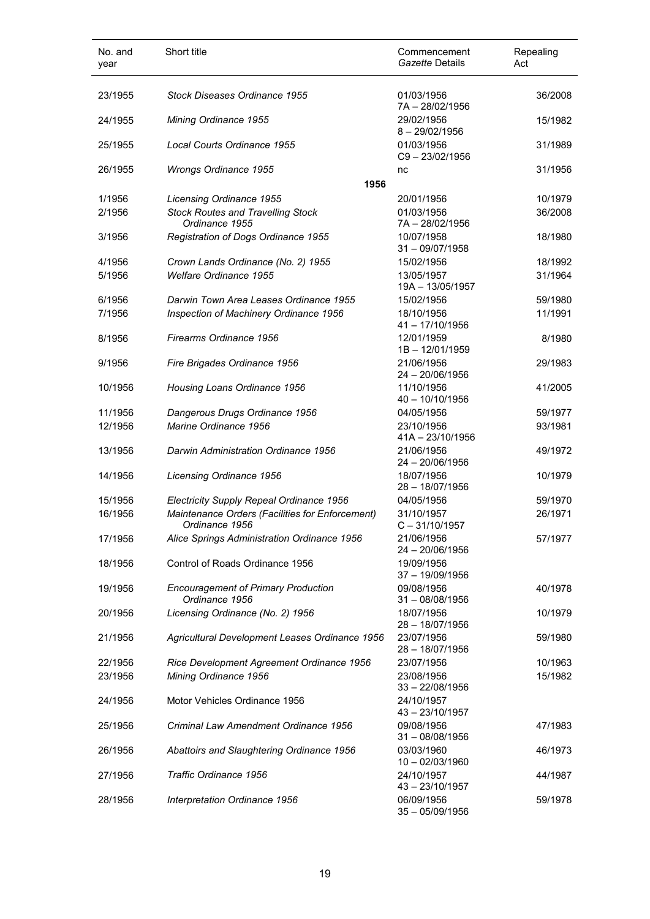| No. and year | Short title | Commencement *Gazette* Details | Repealing Act |
|---|---|---|---|
| 23/1955 | *Stock Diseases Ordinance 1955* | 01/03/1956<br>7A – 28/02/1956 | 36/2008 |
| 24/1955 | *Mining Ordinance 1955* | 29/02/1956<br>8 – 29/02/1956 | 15/1982 |
| 25/1955 | *Local Courts Ordinance 1955* | 01/03/1956<br>C9 – 23/02/1956 | 31/1989 |
| 26/1955 | *Wrongs Ordinance 1955* | nc | 31/1956 |
| | **1956** | | |
| 1/1956 | *Licensing Ordinance 1955* | 20/01/1956 | 10/1979 |
| 2/1956 | *Stock Routes and Travelling Stock Ordinance 1955* | 01/03/1956<br>7A – 28/02/1956 | 36/2008 |
| 3/1956 | *Registration of Dogs Ordinance 1955* | 10/07/1958<br>31 – 09/07/1958 | 18/1980 |
| 4/1956 | *Crown Lands Ordinance (No. 2) 1955* | 15/02/1956 | 18/1992 |
| 5/1956 | *Welfare Ordinance 1955* | 13/05/1957<br>19A – 13/05/1957 | 31/1964 |
| 6/1956 | *Darwin Town Area Leases Ordinance 1955* | 15/02/1956 | 59/1980 |
| 7/1956 | *Inspection of Machinery Ordinance 1956* | 18/10/1956<br>41 – 17/10/1956 | 11/1991 |
| 8/1956 | *Firearms Ordinance 1956* | 12/01/1959<br>1B – 12/01/1959 | 8/1980 |
| 9/1956 | *Fire Brigades Ordinance 1956* | 21/06/1956<br>24 – 20/06/1956 | 29/1983 |
| 10/1956 | *Housing Loans Ordinance 1956* | 11/10/1956<br>40 – 10/10/1956 | 41/2005 |
| 11/1956 | *Dangerous Drugs Ordinance 1956* | 04/05/1956 | 59/1977 |
| 12/1956 | *Marine Ordinance 1956* | 23/10/1956<br>41A – 23/10/1956 | 93/1981 |
| 13/1956 | *Darwin Administration Ordinance 1956* | 21/06/1956<br>24 – 20/06/1956 | 49/1972 |
| 14/1956 | *Licensing Ordinance 1956* | 18/07/1956<br>28 – 18/07/1956 | 10/1979 |
| 15/1956 | *Electricity Supply Repeal Ordinance 1956* | 04/05/1956 | 59/1970 |
| 16/1956 | *Maintenance Orders (Facilities for Enforcement) Ordinance 1956* | 31/10/1957<br>C – 31/10/1957 | 26/1971 |
| 17/1956 | *Alice Springs Administration Ordinance 1956* | 21/06/1956<br>24 – 20/06/1956 | 57/1977 |
| 18/1956 | Control of Roads Ordinance 1956 | 19/09/1956<br>37 – 19/09/1956 | |
| 19/1956 | *Encouragement of Primary Production Ordinance 1956* | 09/08/1956<br>31 – 08/08/1956 | 40/1978 |
| 20/1956 | *Licensing Ordinance (No. 2) 1956* | 18/07/1956<br>28 – 18/07/1956 | 10/1979 |
| 21/1956 | *Agricultural Development Leases Ordinance 1956* | 23/07/1956<br>28 – 18/07/1956 | 59/1980 |
| 22/1956 | *Rice Development Agreement Ordinance 1956* | 23/07/1956 | 10/1963 |
| 23/1956 | *Mining Ordinance 1956* | 23/08/1956<br>33 – 22/08/1956 | 15/1982 |
| 24/1956 | Motor Vehicles Ordinance 1956 | 24/10/1957<br>43 – 23/10/1957 | |
| 25/1956 | *Criminal Law Amendment Ordinance 1956* | 09/08/1956<br>31 – 08/08/1956 | 47/1983 |
| 26/1956 | *Abattoirs and Slaughtering Ordinance 1956* | 03/03/1960<br>10 – 02/03/1960 | 46/1973 |
| 27/1956 | *Traffic Ordinance 1956* | 24/10/1957<br>43 – 23/10/1957 | 44/1987 |
| 28/1956 | *Interpretation Ordinance 1956* | 06/09/1956<br>35 – 05/09/1956 | 59/1978 |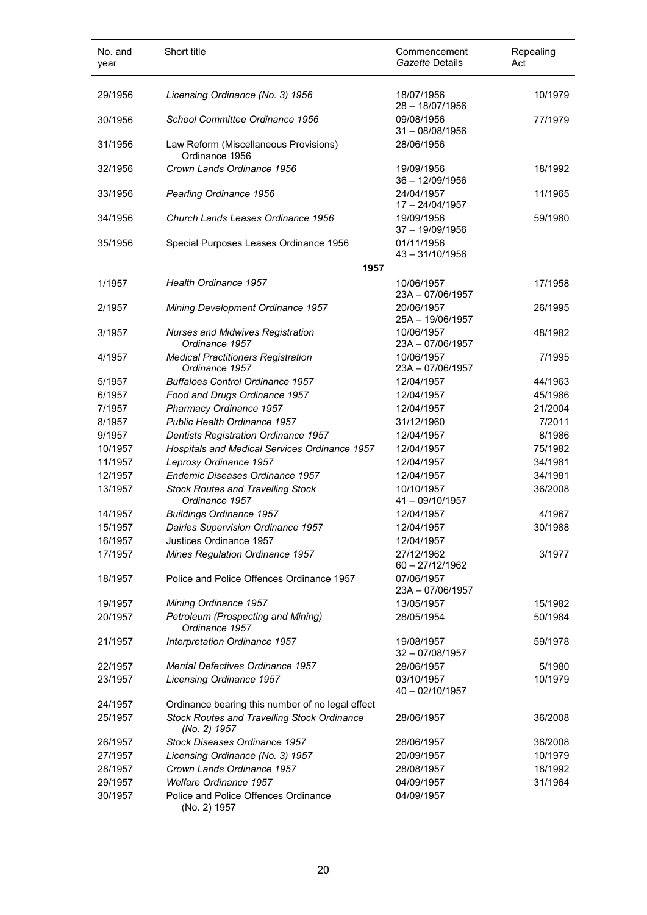| No. and year | Short title | Commencement *Gazette* Details | Repealing Act |
|---|---|---|---|
| 29/1956 | *Licensing Ordinance (No. 3) 1956* | 18/07/1956<br>28 – 18/07/1956 | 10/1979 |
| 30/1956 | *School Committee Ordinance 1956* | 09/08/1956<br>31 – 08/08/1956 | 77/1979 |
| 31/1956 | Law Reform (Miscellaneous Provisions) Ordinance 1956 | 28/06/1956 | |
| 32/1956 | *Crown Lands Ordinance 1956* | 19/09/1956<br>36 – 12/09/1956 | 18/1992 |
| 33/1956 | *Pearling Ordinance 1956* | 24/04/1957<br>17 – 24/04/1957 | 11/1965 |
| 34/1956 | *Church Lands Leases Ordinance 1956* | 19/09/1956<br>37 – 19/09/1956 | 59/1980 |
| 35/1956 | Special Purposes Leases Ordinance 1956 | 01/11/1956<br>43 – 31/10/1956 | |
| | **1957** | | |
| 1/1957 | *Health Ordinance 1957* | 10/06/1957<br>23A – 07/06/1957 | 17/1958 |
| 2/1957 | *Mining Development Ordinance 1957* | 20/06/1957<br>25A – 19/06/1957 | 26/1995 |
| 3/1957 | *Nurses and Midwives Registration Ordinance 1957* | 10/06/1957<br>23A – 07/06/1957 | 48/1982 |
| 4/1957 | *Medical Practitioners Registration Ordinance 1957* | 10/06/1957<br>23A – 07/06/1957 | 7/1995 |
| 5/1957 | *Buffaloes Control Ordinance 1957* | 12/04/1957 | 44/1963 |
| 6/1957 | *Food and Drugs Ordinance 1957* | 12/04/1957 | 45/1986 |
| 7/1957 | *Pharmacy Ordinance 1957* | 12/04/1957 | 21/2004 |
| 8/1957 | *Public Health Ordinance 1957* | 31/12/1960 | 7/2011 |
| 9/1957 | *Dentists Registration Ordinance 1957* | 12/04/1957 | 8/1986 |
| 10/1957 | *Hospitals and Medical Services Ordinance 1957* | 12/04/1957 | 75/1982 |
| 11/1957 | *Leprosy Ordinance 1957* | 12/04/1957 | 34/1981 |
| 12/1957 | *Endemic Diseases Ordinance 1957* | 12/04/1957 | 34/1981 |
| 13/1957 | *Stock Routes and Travelling Stock Ordinance 1957* | 10/10/1957<br>41 – 09/10/1957 | 36/2008 |
| 14/1957 | *Buildings Ordinance 1957* | 12/04/1957 | 4/1967 |
| 15/1957 | *Dairies Supervision Ordinance 1957* | 12/04/1957 | 30/1988 |
| 16/1957 | Justices Ordinance 1957 | 12/04/1957 | |
| 17/1957 | *Mines Regulation Ordinance 1957* | 27/12/1962<br>60 – 27/12/1962 | 3/1977 |
| 18/1957 | Police and Police Offences Ordinance 1957 | 07/06/1957<br>23A – 07/06/1957 | |
| 19/1957 | *Mining Ordinance 1957* | 13/05/1957 | 15/1982 |
| 20/1957 | *Petroleum (Prospecting and Mining) Ordinance 1957* | 28/05/1954 | 50/1984 |
| 21/1957 | *Interpretation Ordinance 1957* | 19/08/1957<br>32 – 07/08/1957 | 59/1978 |
| 22/1957 | *Mental Defectives Ordinance 1957* | 28/06/1957 | 5/1980 |
| 23/1957 | *Licensing Ordinance 1957* | 03/10/1957<br>40 – 02/10/1957 | 10/1979 |
| 24/1957 | Ordinance bearing this number of no legal effect | | |
| 25/1957 | *Stock Routes and Travelling Stock Ordinance (No. 2) 1957* | 28/06/1957 | 36/2008 |
| 26/1957 | *Stock Diseases Ordinance 1957* | 28/06/1957 | 36/2008 |
| 27/1957 | *Licensing Ordinance (No. 3) 1957* | 20/09/1957 | 10/1979 |
| 28/1957 | *Crown Lands Ordinance 1957* | 28/08/1957 | 18/1992 |
| 29/1957 | *Welfare Ordinance 1957* | 04/09/1957 | 31/1964 |
| 30/1957 | Police and Police Offences Ordinance (No. 2) 1957 | 04/09/1957 | |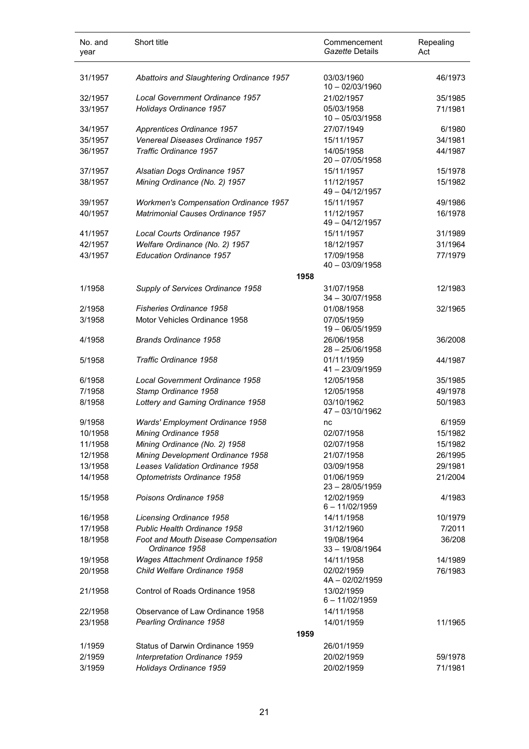| No. and year | Short title | Commencement *Gazette* Details | Repealing Act |
|---|---|---|---|
| 31/1957 | *Abattoirs and Slaughtering Ordinance 1957* | 03/03/1960<br>10 – 02/03/1960 | 46/1973 |
| 32/1957 | *Local Government Ordinance 1957* | 21/02/1957 | 35/1985 |
| 33/1957 | *Holidays Ordinance 1957* | 05/03/1958<br>10 – 05/03/1958 | 71/1981 |
| 34/1957 | *Apprentices Ordinance 1957* | 27/07/1949 | 6/1980 |
| 35/1957 | *Venereal Diseases Ordinance 1957* | 15/11/1957 | 34/1981 |
| 36/1957 | *Traffic Ordinance 1957* | 14/05/1958<br>20 – 07/05/1958 | 44/1987 |
| 37/1957 | *Alsatian Dogs Ordinance 1957* | 15/11/1957 | 15/1978 |
| 38/1957 | *Mining Ordinance (No. 2) 1957* | 11/12/1957<br>49 – 04/12/1957 | 15/1982 |
| 39/1957 | *Workmen's Compensation Ordinance 1957* | 15/11/1957 | 49/1986 |
| 40/1957 | *Matrimonial Causes Ordinance 1957* | 11/12/1957<br>49 – 04/12/1957 | 16/1978 |
| 41/1957 | *Local Courts Ordinance 1957* | 15/11/1957 | 31/1989 |
| 42/1957 | *Welfare Ordinance (No. 2) 1957* | 18/12/1957 | 31/1964 |
| 43/1957 | *Education Ordinance 1957* | 17/09/1958<br>40 – 03/09/1958 | 77/1979 |
| | **1958** | | |
| 1/1958 | *Supply of Services Ordinance 1958* | 31/07/1958<br>34 – 30/07/1958 | 12/1983 |
| 2/1958 | *Fisheries Ordinance 1958* | 01/08/1958 | 32/1965 |
| 3/1958 | Motor Vehicles Ordinance 1958 | 07/05/1959<br>19 – 06/05/1959 | |
| 4/1958 | *Brands Ordinance 1958* | 26/06/1958<br>28 – 25/06/1958 | 36/2008 |
| 5/1958 | *Traffic Ordinance 1958* | 01/11/1959<br>41 – 23/09/1959 | 44/1987 |
| 6/1958 | *Local Government Ordinance 1958* | 12/05/1958 | 35/1985 |
| 7/1958 | *Stamp Ordinance 1958* | 12/05/1958 | 49/1978 |
| 8/1958 | *Lottery and Gaming Ordinance 1958* | 03/10/1962<br>47 – 03/10/1962 | 50/1983 |
| 9/1958 | *Wards' Employment Ordinance 1958* | nc | 6/1959 |
| 10/1958 | *Mining Ordinance 1958* | 02/07/1958 | 15/1982 |
| 11/1958 | *Mining Ordinance (No. 2) 1958* | 02/07/1958 | 15/1982 |
| 12/1958 | *Mining Development Ordinance 1958* | 21/07/1958 | 26/1995 |
| 13/1958 | *Leases Validation Ordinance 1958* | 03/09/1958 | 29/1981 |
| 14/1958 | *Optometrists Ordinance 1958* | 01/06/1959<br>23 – 28/05/1959 | 21/2004 |
| 15/1958 | *Poisons Ordinance 1958* | 12/02/1959<br>6 – 11/02/1959 | 4/1983 |
| 16/1958 | *Licensing Ordinance 1958* | 14/11/1958 | 10/1979 |
| 17/1958 | *Public Health Ordinance 1958* | 31/12/1960 | 7/2011 |
| 18/1958 | *Foot and Mouth Disease Compensation Ordinance 1958* | 19/08/1964<br>33 – 19/08/1964 | 36/208 |
| 19/1958 | *Wages Attachment Ordinance 1958* | 14/11/1958 | 14/1989 |
| 20/1958 | *Child Welfare Ordinance 1958* | 02/02/1959<br>4A – 02/02/1959 | 76/1983 |
| 21/1958 | Control of Roads Ordinance 1958 | 13/02/1959<br>6 – 11/02/1959 | |
| 22/1958 | Observance of Law Ordinance 1958 | 14/11/1958 | |
| 23/1958 | *Pearling Ordinance 1958* | 14/01/1959 | 11/1965 |
| | **1959** | | |
| 1/1959 | Status of Darwin Ordinance 1959 | 26/01/1959 | |
| 2/1959 | *Interpretation Ordinance 1959* | 20/02/1959 | 59/1978 |
| 3/1959 | *Holidays Ordinance 1959* | 20/02/1959 | 71/1981 |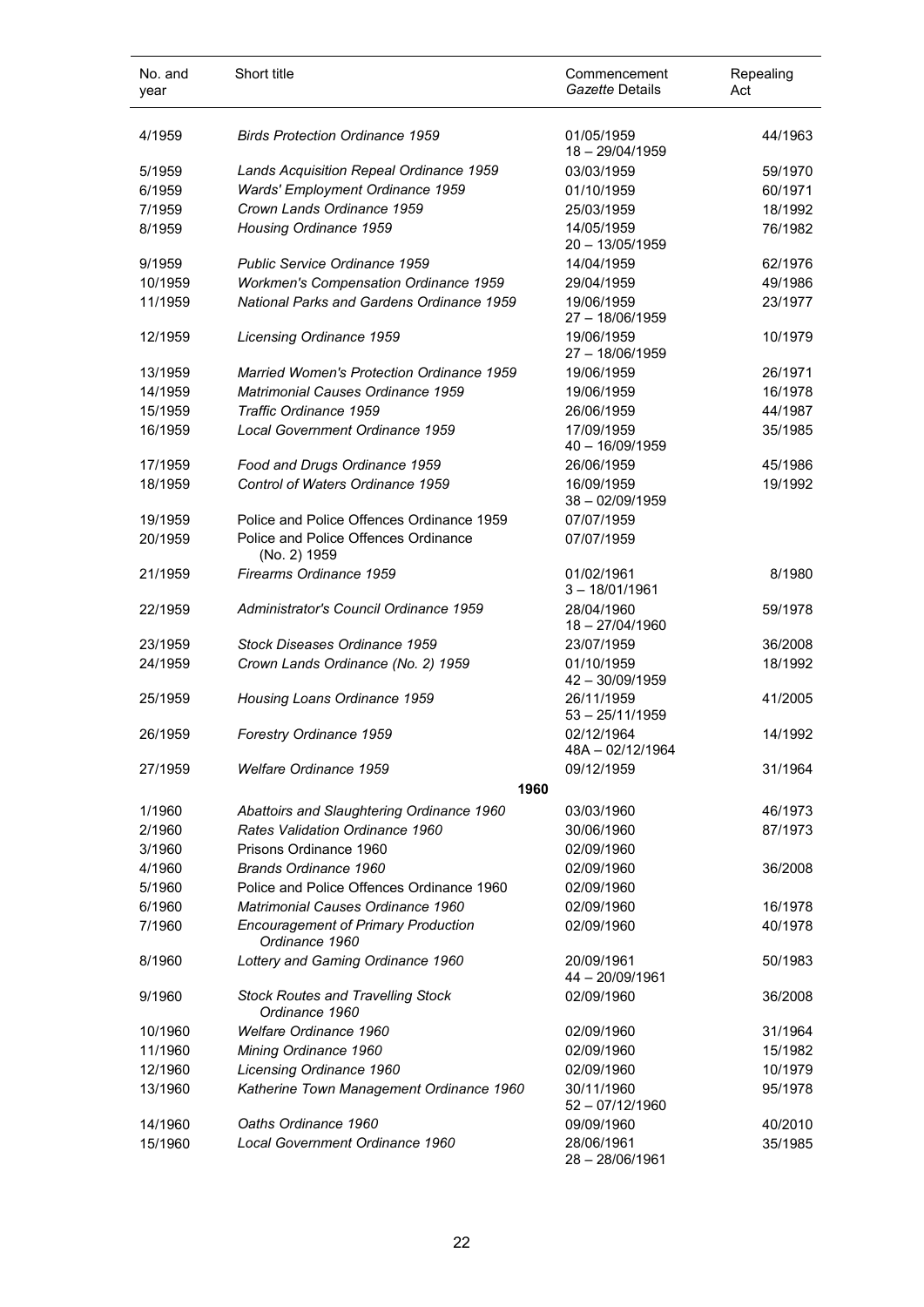| No. and year | Short title | Commencement *Gazette* Details | Repealing Act |
|---|---|---|---|
| 4/1959 | *Birds Protection Ordinance 1959* | 01/05/1959<br>18 – 29/04/1959 | 44/1963 |
| 5/1959 | *Lands Acquisition Repeal Ordinance 1959* | 03/03/1959 | 59/1970 |
| 6/1959 | *Wards' Employment Ordinance 1959* | 01/10/1959 | 60/1971 |
| 7/1959 | *Crown Lands Ordinance 1959* | 25/03/1959 | 18/1992 |
| 8/1959 | *Housing Ordinance 1959* | 14/05/1959<br>20 – 13/05/1959 | 76/1982 |
| 9/1959 | *Public Service Ordinance 1959* | 14/04/1959 | 62/1976 |
| 10/1959 | *Workmen's Compensation Ordinance 1959* | 29/04/1959 | 49/1986 |
| 11/1959 | *National Parks and Gardens Ordinance 1959* | 19/06/1959<br>27 – 18/06/1959 | 23/1977 |
| 12/1959 | *Licensing Ordinance 1959* | 19/06/1959<br>27 – 18/06/1959 | 10/1979 |
| 13/1959 | *Married Women's Protection Ordinance 1959* | 19/06/1959 | 26/1971 |
| 14/1959 | *Matrimonial Causes Ordinance 1959* | 19/06/1959 | 16/1978 |
| 15/1959 | *Traffic Ordinance 1959* | 26/06/1959 | 44/1987 |
| 16/1959 | *Local Government Ordinance 1959* | 17/09/1959<br>40 – 16/09/1959 | 35/1985 |
| 17/1959 | *Food and Drugs Ordinance 1959* | 26/06/1959 | 45/1986 |
| 18/1959 | *Control of Waters Ordinance 1959* | 16/09/1959<br>38 – 02/09/1959 | 19/1992 |
| 19/1959 | Police and Police Offences Ordinance 1959 | 07/07/1959 | |
| 20/1959 | Police and Police Offences Ordinance (No. 2) 1959 | 07/07/1959 | |
| 21/1959 | *Firearms Ordinance 1959* | 01/02/1961<br>3 – 18/01/1961 | 8/1980 |
| 22/1959 | *Administrator's Council Ordinance 1959* | 28/04/1960<br>18 – 27/04/1960 | 59/1978 |
| 23/1959 | *Stock Diseases Ordinance 1959* | 23/07/1959 | 36/2008 |
| 24/1959 | *Crown Lands Ordinance (No. 2) 1959* | 01/10/1959<br>42 – 30/09/1959 | 18/1992 |
| 25/1959 | *Housing Loans Ordinance 1959* | 26/11/1959<br>53 – 25/11/1959 | 41/2005 |
| 26/1959 | *Forestry Ordinance 1959* | 02/12/1964<br>48A – 02/12/1964 | 14/1992 |
| 27/1959 | *Welfare Ordinance 1959* | 09/12/1959 | 31/1964 |
| | **1960** | | |
| 1/1960 | *Abattoirs and Slaughtering Ordinance 1960* | 03/03/1960 | 46/1973 |
| 2/1960 | *Rates Validation Ordinance 1960* | 30/06/1960 | 87/1973 |
| 3/1960 | Prisons Ordinance 1960 | 02/09/1960 | |
| 4/1960 | *Brands Ordinance 1960* | 02/09/1960 | 36/2008 |
| 5/1960 | Police and Police Offences Ordinance 1960 | 02/09/1960 | |
| 6/1960 | *Matrimonial Causes Ordinance 1960* | 02/09/1960 | 16/1978 |
| 7/1960 | *Encouragement of Primary Production Ordinance 1960* | 02/09/1960 | 40/1978 |
| 8/1960 | *Lottery and Gaming Ordinance 1960* | 20/09/1961<br>44 – 20/09/1961 | 50/1983 |
| 9/1960 | *Stock Routes and Travelling Stock Ordinance 1960* | 02/09/1960 | 36/2008 |
| 10/1960 | *Welfare Ordinance 1960* | 02/09/1960 | 31/1964 |
| 11/1960 | *Mining Ordinance 1960* | 02/09/1960 | 15/1982 |
| 12/1960 | *Licensing Ordinance 1960* | 02/09/1960 | 10/1979 |
| 13/1960 | *Katherine Town Management Ordinance 1960* | 30/11/1960<br>52 – 07/12/1960 | 95/1978 |
| 14/1960 | *Oaths Ordinance 1960* | 09/09/1960 | 40/2010 |
| 15/1960 | *Local Government Ordinance 1960* | 28/06/1961<br>28 – 28/06/1961 | 35/1985 |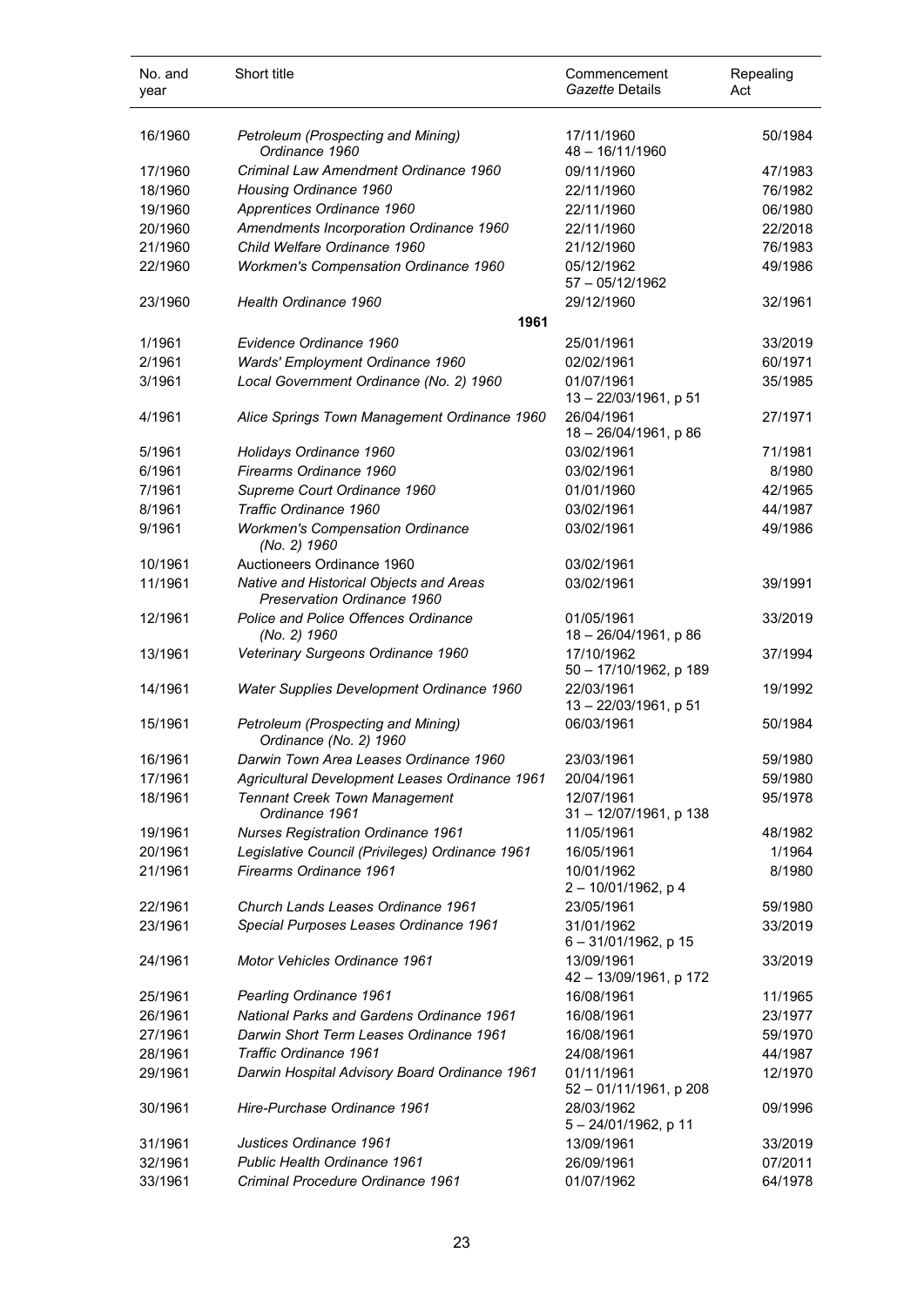| No. and year | Short title | Commencement *Gazette* Details | Repealing Act |
|---|---|---|---|
| 16/1960 | *Petroleum (Prospecting and Mining) Ordinance 1960* | 17/11/1960 48 – 16/11/1960 | 50/1984 |
| 17/1960 | *Criminal Law Amendment Ordinance 1960* | 09/11/1960 | 47/1983 |
| 18/1960 | *Housing Ordinance 1960* | 22/11/1960 | 76/1982 |
| 19/1960 | *Apprentices Ordinance 1960* | 22/11/1960 | 06/1980 |
| 20/1960 | *Amendments Incorporation Ordinance 1960* | 22/11/1960 | 22/2018 |
| 21/1960 | *Child Welfare Ordinance 1960* | 21/12/1960 | 76/1983 |
| 22/1960 | *Workmen's Compensation Ordinance 1960* | 05/12/1962 57 – 05/12/1962 | 49/1986 |
| 23/1960 | *Health Ordinance 1960* | 29/12/1960 | 32/1961 |
| | **1961** | | |
| 1/1961 | *Evidence Ordinance 1960* | 25/01/1961 | 33/2019 |
| 2/1961 | *Wards' Employment Ordinance 1960* | 02/02/1961 | 60/1971 |
| 3/1961 | *Local Government Ordinance (No. 2) 1960* | 01/07/1961 13 – 22/03/1961, p 51 | 35/1985 |
| 4/1961 | *Alice Springs Town Management Ordinance 1960* | 26/04/1961 18 – 26/04/1961, p 86 | 27/1971 |
| 5/1961 | *Holidays Ordinance 1960* | 03/02/1961 | 71/1981 |
| 6/1961 | *Firearms Ordinance 1960* | 03/02/1961 | 8/1980 |
| 7/1961 | *Supreme Court Ordinance 1960* | 01/01/1960 | 42/1965 |
| 8/1961 | *Traffic Ordinance 1960* | 03/02/1961 | 44/1987 |
| 9/1961 | *Workmen's Compensation Ordinance (No. 2) 1960* | 03/02/1961 | 49/1986 |
| 10/1961 | Auctioneers Ordinance 1960 | 03/02/1961 | |
| 11/1961 | *Native and Historical Objects and Areas Preservation Ordinance 1960* | 03/02/1961 | 39/1991 |
| 12/1961 | *Police and Police Offences Ordinance (No. 2) 1960* | 01/05/1961 18 – 26/04/1961, p 86 | 33/2019 |
| 13/1961 | *Veterinary Surgeons Ordinance 1960* | 17/10/1962 50 – 17/10/1962, p 189 | 37/1994 |
| 14/1961 | *Water Supplies Development Ordinance 1960* | 22/03/1961 13 – 22/03/1961, p 51 | 19/1992 |
| 15/1961 | *Petroleum (Prospecting and Mining) Ordinance (No. 2) 1960* | 06/03/1961 | 50/1984 |
| 16/1961 | *Darwin Town Area Leases Ordinance 1960* | 23/03/1961 | 59/1980 |
| 17/1961 | *Agricultural Development Leases Ordinance 1961* | 20/04/1961 | 59/1980 |
| 18/1961 | *Tennant Creek Town Management Ordinance 1961* | 12/07/1961 31 – 12/07/1961, p 138 | 95/1978 |
| 19/1961 | *Nurses Registration Ordinance 1961* | 11/05/1961 | 48/1982 |
| 20/1961 | *Legislative Council (Privileges) Ordinance 1961* | 16/05/1961 | 1/1964 |
| 21/1961 | *Firearms Ordinance 1961* | 10/01/1962 2 – 10/01/1962, p 4 | 8/1980 |
| 22/1961 | *Church Lands Leases Ordinance 1961* | 23/05/1961 | 59/1980 |
| 23/1961 | *Special Purposes Leases Ordinance 1961* | 31/01/1962 6 – 31/01/1962, p 15 | 33/2019 |
| 24/1961 | *Motor Vehicles Ordinance 1961* | 13/09/1961 42 – 13/09/1961, p 172 | 33/2019 |
| 25/1961 | *Pearling Ordinance 1961* | 16/08/1961 | 11/1965 |
| 26/1961 | *National Parks and Gardens Ordinance 1961* | 16/08/1961 | 23/1977 |
| 27/1961 | *Darwin Short Term Leases Ordinance 1961* | 16/08/1961 | 59/1970 |
| 28/1961 | *Traffic Ordinance 1961* | 24/08/1961 | 44/1987 |
| 29/1961 | *Darwin Hospital Advisory Board Ordinance 1961* | 01/11/1961 52 – 01/11/1961, p 208 | 12/1970 |
| 30/1961 | *Hire-Purchase Ordinance 1961* | 28/03/1962 5 – 24/01/1962, p 11 | 09/1996 |
| 31/1961 | *Justices Ordinance 1961* | 13/09/1961 | 33/2019 |
| 32/1961 | *Public Health Ordinance 1961* | 26/09/1961 | 07/2011 |
| 33/1961 | *Criminal Procedure Ordinance 1961* | 01/07/1962 | 64/1978 |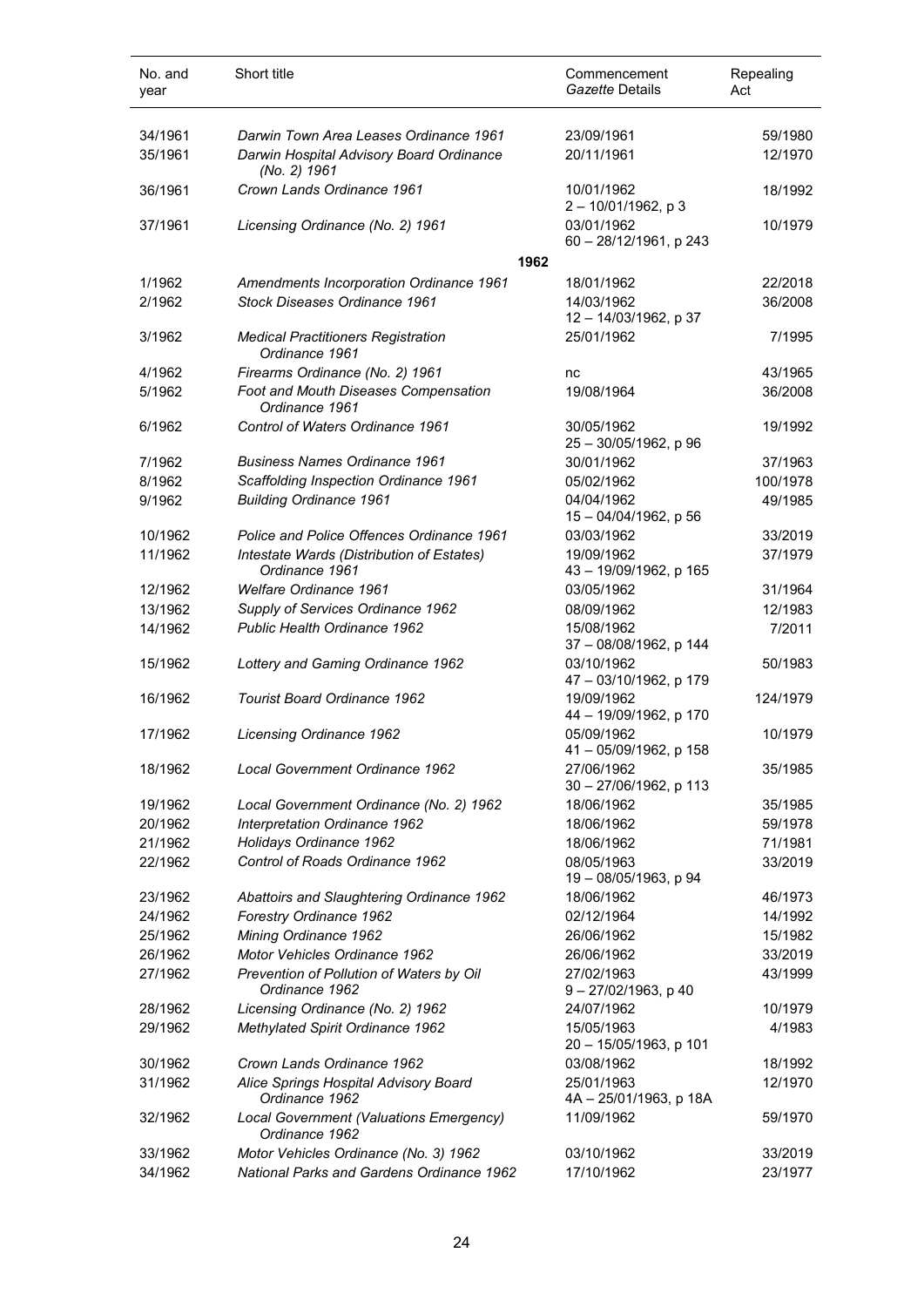| No. and year | Short title | Commencement *Gazette* Details | Repealing Act |
|---|---|---|---|
| 34/1961 | *Darwin Town Area Leases Ordinance 1961* | 23/09/1961 | 59/1980 |
| 35/1961 | *Darwin Hospital Advisory Board Ordinance (No. 2) 1961* | 20/11/1961 | 12/1970 |
| 36/1961 | *Crown Lands Ordinance 1961* | 10/01/1962<br>2 – 10/01/1962, p 3 | 18/1992 |
| 37/1961 | *Licensing Ordinance (No. 2) 1961* | 03/01/1962<br>60 – 28/12/1961, p 243 | 10/1979 |
| | **1962** | | |
| 1/1962 | *Amendments Incorporation Ordinance 1961* | 18/01/1962 | 22/2018 |
| 2/1962 | *Stock Diseases Ordinance 1961* | 14/03/1962<br>12 – 14/03/1962, p 37 | 36/2008 |
| 3/1962 | *Medical Practitioners Registration Ordinance 1961* | 25/01/1962 | 7/1995 |
| 4/1962 | *Firearms Ordinance (No. 2) 1961* | nc | 43/1965 |
| 5/1962 | *Foot and Mouth Diseases Compensation Ordinance 1961* | 19/08/1964 | 36/2008 |
| 6/1962 | *Control of Waters Ordinance 1961* | 30/05/1962<br>25 – 30/05/1962, p 96 | 19/1992 |
| 7/1962 | *Business Names Ordinance 1961* | 30/01/1962 | 37/1963 |
| 8/1962 | *Scaffolding Inspection Ordinance 1961* | 05/02/1962 | 100/1978 |
| 9/1962 | *Building Ordinance 1961* | 04/04/1962<br>15 – 04/04/1962, p 56 | 49/1985 |
| 10/1962 | *Police and Police Offences Ordinance 1961* | 03/03/1962 | 33/2019 |
| 11/1962 | *Intestate Wards (Distribution of Estates) Ordinance 1961* | 19/09/1962<br>43 – 19/09/1962, p 165 | 37/1979 |
| 12/1962 | *Welfare Ordinance 1961* | 03/05/1962 | 31/1964 |
| 13/1962 | *Supply of Services Ordinance 1962* | 08/09/1962 | 12/1983 |
| 14/1962 | *Public Health Ordinance 1962* | 15/08/1962<br>37 – 08/08/1962, p 144 | 7/2011 |
| 15/1962 | *Lottery and Gaming Ordinance 1962* | 03/10/1962<br>47 – 03/10/1962, p 179 | 50/1983 |
| 16/1962 | *Tourist Board Ordinance 1962* | 19/09/1962<br>44 – 19/09/1962, p 170 | 124/1979 |
| 17/1962 | *Licensing Ordinance 1962* | 05/09/1962<br>41 – 05/09/1962, p 158 | 10/1979 |
| 18/1962 | *Local Government Ordinance 1962* | 27/06/1962<br>30 – 27/06/1962, p 113 | 35/1985 |
| 19/1962 | *Local Government Ordinance (No. 2) 1962* | 18/06/1962 | 35/1985 |
| 20/1962 | *Interpretation Ordinance 1962* | 18/06/1962 | 59/1978 |
| 21/1962 | *Holidays Ordinance 1962* | 18/06/1962 | 71/1981 |
| 22/1962 | *Control of Roads Ordinance 1962* | 08/05/1963<br>19 – 08/05/1963, p 94 | 33/2019 |
| 23/1962 | *Abattoirs and Slaughtering Ordinance 1962* | 18/06/1962 | 46/1973 |
| 24/1962 | *Forestry Ordinance 1962* | 02/12/1964 | 14/1992 |
| 25/1962 | *Mining Ordinance 1962* | 26/06/1962 | 15/1982 |
| 26/1962 | *Motor Vehicles Ordinance 1962* | 26/06/1962 | 33/2019 |
| 27/1962 | *Prevention of Pollution of Waters by Oil Ordinance 1962* | 27/02/1963<br>9 – 27/02/1963, p 40 | 43/1999 |
| 28/1962 | *Licensing Ordinance (No. 2) 1962* | 24/07/1962 | 10/1979 |
| 29/1962 | *Methylated Spirit Ordinance 1962* | 15/05/1963<br>20 – 15/05/1963, p 101 | 4/1983 |
| 30/1962 | *Crown Lands Ordinance 1962* | 03/08/1962 | 18/1992 |
| 31/1962 | *Alice Springs Hospital Advisory Board Ordinance 1962* | 25/01/1963<br>4A – 25/01/1963, p 18A | 12/1970 |
| 32/1962 | *Local Government (Valuations Emergency) Ordinance 1962* | 11/09/1962 | 59/1970 |
| 33/1962 | *Motor Vehicles Ordinance (No. 3) 1962* | 03/10/1962 | 33/2019 |
| 34/1962 | *National Parks and Gardens Ordinance 1962* | 17/10/1962 | 23/1977 |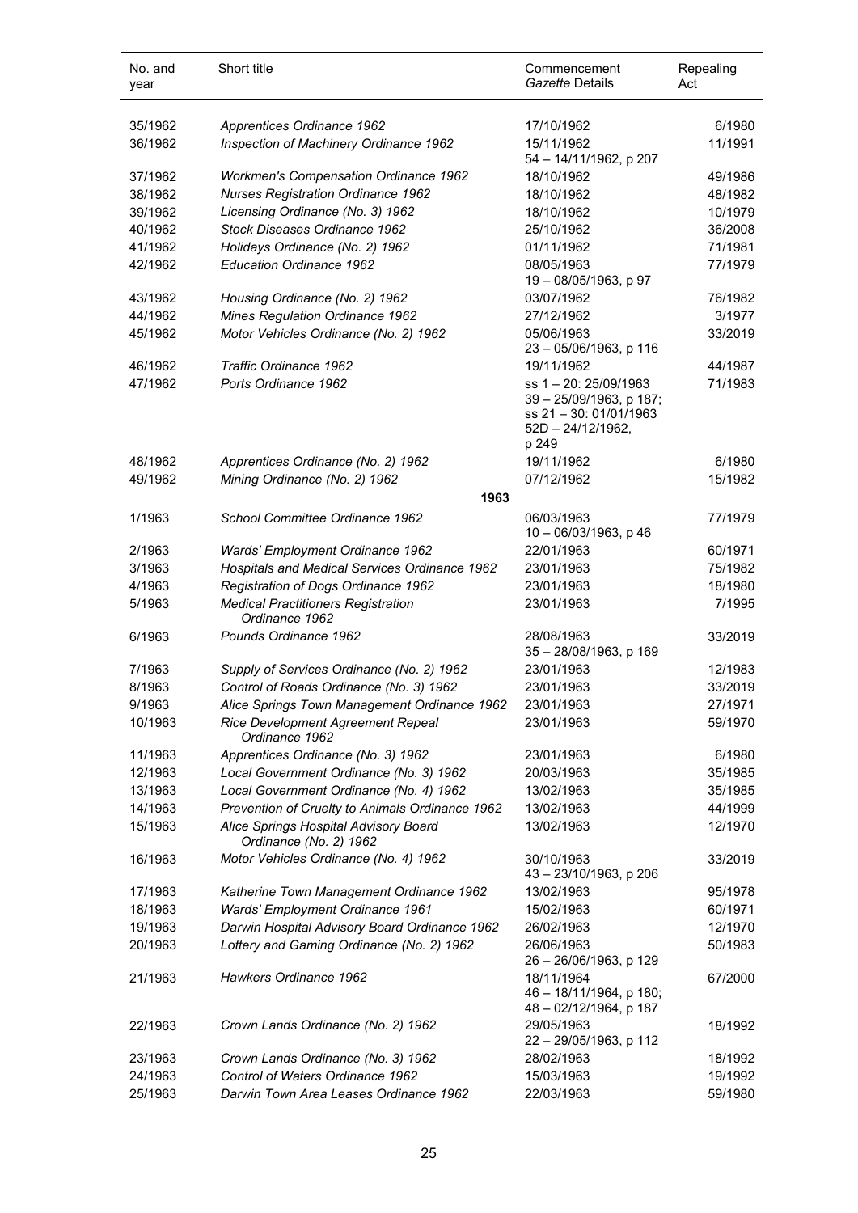| No. and year | Short title | Commencement *Gazette* Details | Repealing Act |
|---|---|---|---|
| 35/1962 | *Apprentices Ordinance 1962* | 17/10/1962 | 6/1980 |
| 36/1962 | *Inspection of Machinery Ordinance 1962* | 15/11/1962<br>54 – 14/11/1962, p 207 | 11/1991 |
| 37/1962 | *Workmen's Compensation Ordinance 1962* | 18/10/1962 | 49/1986 |
| 38/1962 | *Nurses Registration Ordinance 1962* | 18/10/1962 | 48/1982 |
| 39/1962 | *Licensing Ordinance (No. 3) 1962* | 18/10/1962 | 10/1979 |
| 40/1962 | *Stock Diseases Ordinance 1962* | 25/10/1962 | 36/2008 |
| 41/1962 | *Holidays Ordinance (No. 2) 1962* | 01/11/1962 | 71/1981 |
| 42/1962 | *Education Ordinance 1962* | 08/05/1963<br>19 – 08/05/1963, p 97 | 77/1979 |
| 43/1962 | *Housing Ordinance (No. 2) 1962* | 03/07/1962 | 76/1982 |
| 44/1962 | *Mines Regulation Ordinance 1962* | 27/12/1962 | 3/1977 |
| 45/1962 | *Motor Vehicles Ordinance (No. 2) 1962* | 05/06/1963<br>23 – 05/06/1963, p 116 | 33/2019 |
| 46/1962 | *Traffic Ordinance 1962* | 19/11/1962 | 44/1987 |
| 47/1962 | *Ports Ordinance 1962* | ss 1 – 20: 25/09/1963<br>39 – 25/09/1963, p 187;<br>ss 21 – 30: 01/01/1963<br>52D – 24/12/1962, p 249 | 71/1983 |
| 48/1962 | *Apprentices Ordinance (No. 2) 1962* | 19/11/1962 | 6/1980 |
| 49/1962 | *Mining Ordinance (No. 2) 1962* | 07/12/1962 | 15/1982 |
| | **1963** | | |
| 1/1963 | *School Committee Ordinance 1962* | 06/03/1963<br>10 – 06/03/1963, p 46 | 77/1979 |
| 2/1963 | *Wards' Employment Ordinance 1962* | 22/01/1963 | 60/1971 |
| 3/1963 | *Hospitals and Medical Services Ordinance 1962* | 23/01/1963 | 75/1982 |
| 4/1963 | *Registration of Dogs Ordinance 1962* | 23/01/1963 | 18/1980 |
| 5/1963 | *Medical Practitioners Registration Ordinance 1962* | 23/01/1963 | 7/1995 |
| 6/1963 | *Pounds Ordinance 1962* | 28/08/1963<br>35 – 28/08/1963, p 169 | 33/2019 |
| 7/1963 | *Supply of Services Ordinance (No. 2) 1962* | 23/01/1963 | 12/1983 |
| 8/1963 | *Control of Roads Ordinance (No. 3) 1962* | 23/01/1963 | 33/2019 |
| 9/1963 | *Alice Springs Town Management Ordinance 1962* | 23/01/1963 | 27/1971 |
| 10/1963 | *Rice Development Agreement Repeal Ordinance 1962* | 23/01/1963 | 59/1970 |
| 11/1963 | *Apprentices Ordinance (No. 3) 1962* | 23/01/1963 | 6/1980 |
| 12/1963 | *Local Government Ordinance (No. 3) 1962* | 20/03/1963 | 35/1985 |
| 13/1963 | *Local Government Ordinance (No. 4) 1962* | 13/02/1963 | 35/1985 |
| 14/1963 | *Prevention of Cruelty to Animals Ordinance 1962* | 13/02/1963 | 44/1999 |
| 15/1963 | *Alice Springs Hospital Advisory Board Ordinance (No. 2) 1962* | 13/02/1963 | 12/1970 |
| 16/1963 | *Motor Vehicles Ordinance (No. 4) 1962* | 30/10/1963<br>43 – 23/10/1963, p 206 | 33/2019 |
| 17/1963 | *Katherine Town Management Ordinance 1962* | 13/02/1963 | 95/1978 |
| 18/1963 | *Wards' Employment Ordinance 1961* | 15/02/1963 | 60/1971 |
| 19/1963 | *Darwin Hospital Advisory Board Ordinance 1962* | 26/02/1963 | 12/1970 |
| 20/1963 | *Lottery and Gaming Ordinance (No. 2) 1962* | 26/06/1963<br>26 – 26/06/1963, p 129 | 50/1983 |
| 21/1963 | *Hawkers Ordinance 1962* | 18/11/1964<br>46 – 18/11/1964, p 180;<br>48 – 02/12/1964, p 187 | 67/2000 |
| 22/1963 | *Crown Lands Ordinance (No. 2) 1962* | 29/05/1963<br>22 – 29/05/1963, p 112 | 18/1992 |
| 23/1963 | *Crown Lands Ordinance (No. 3) 1962* | 28/02/1963 | 18/1992 |
| 24/1963 | *Control of Waters Ordinance 1962* | 15/03/1963 | 19/1992 |
| 25/1963 | *Darwin Town Area Leases Ordinance 1962* | 22/03/1963 | 59/1980 |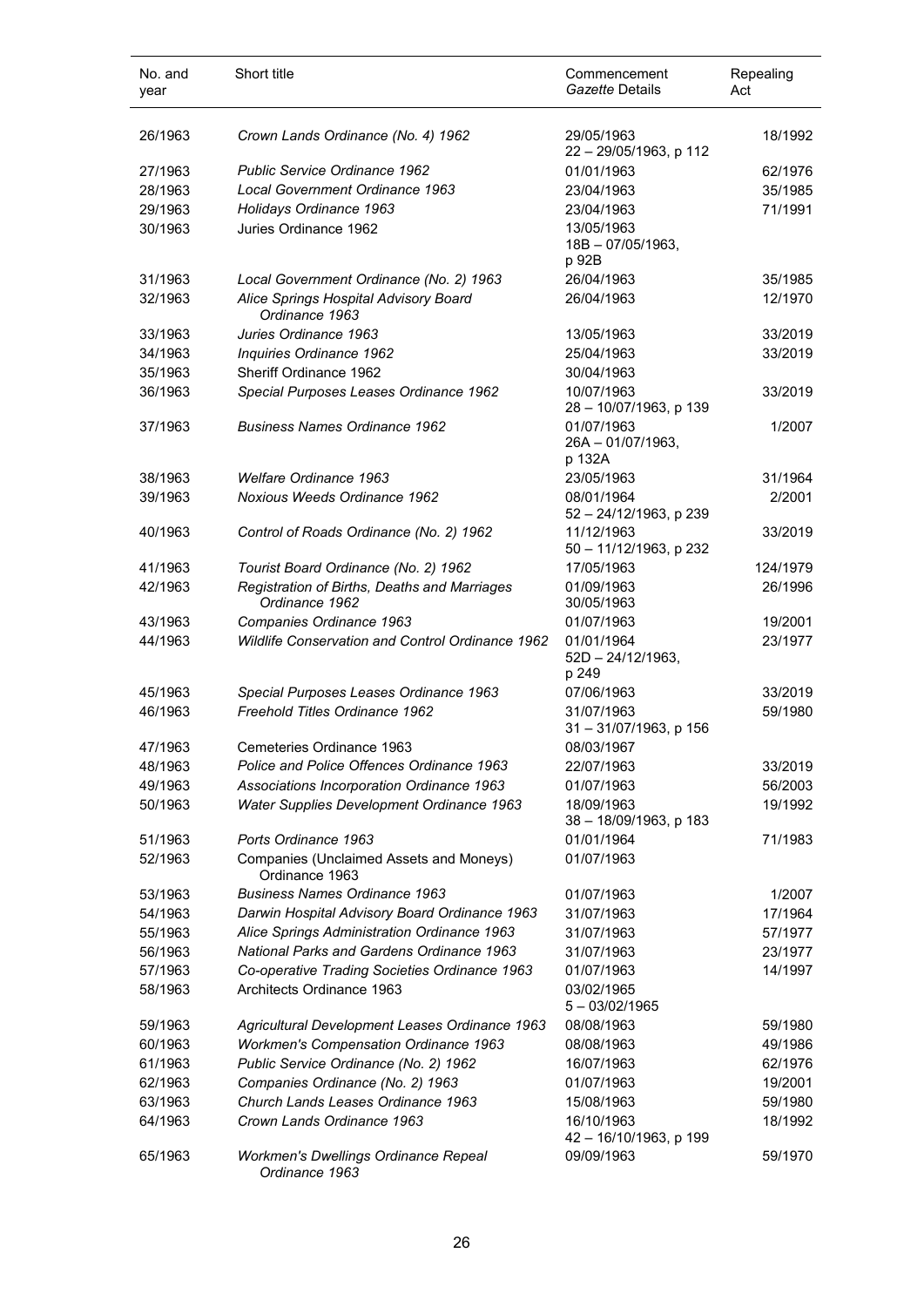| No. and year | Short title | Commencement *Gazette* Details | Repealing Act |
|---|---|---|---|
| 26/1963 | *Crown Lands Ordinance (No. 4) 1962* | 29/05/1963<br>22 – 29/05/1963, p 112 | 18/1992 |
| 27/1963 | *Public Service Ordinance 1962* | 01/01/1963 | 62/1976 |
| 28/1963 | *Local Government Ordinance 1963* | 23/04/1963 | 35/1985 |
| 29/1963 | *Holidays Ordinance 1963* | 23/04/1963 | 71/1991 |
| 30/1963 | Juries Ordinance 1962 | 13/05/1963<br>18B – 07/05/1963, p 92B | |
| 31/1963 | *Local Government Ordinance (No. 2) 1963* | 26/04/1963 | 35/1985 |
| 32/1963 | *Alice Springs Hospital Advisory Board Ordinance 1963* | 26/04/1963 | 12/1970 |
| 33/1963 | *Juries Ordinance 1963* | 13/05/1963 | 33/2019 |
| 34/1963 | *Inquiries Ordinance 1962* | 25/04/1963 | 33/2019 |
| 35/1963 | Sheriff Ordinance 1962 | 30/04/1963 | |
| 36/1963 | *Special Purposes Leases Ordinance 1962* | 10/07/1963<br>28 – 10/07/1963, p 139 | 33/2019 |
| 37/1963 | *Business Names Ordinance 1962* | 01/07/1963<br>26A – 01/07/1963, p 132A | 1/2007 |
| 38/1963 | *Welfare Ordinance 1963* | 23/05/1963 | 31/1964 |
| 39/1963 | *Noxious Weeds Ordinance 1962* | 08/01/1964<br>52 – 24/12/1963, p 239 | 2/2001 |
| 40/1963 | *Control of Roads Ordinance (No. 2) 1962* | 11/12/1963<br>50 – 11/12/1963, p 232 | 33/2019 |
| 41/1963 | *Tourist Board Ordinance (No. 2) 1962* | 17/05/1963 | 124/1979 |
| 42/1963 | *Registration of Births, Deaths and Marriages Ordinance 1962* | 01/09/1963<br>30/05/1963 | 26/1996 |
| 43/1963 | *Companies Ordinance 1963* | 01/07/1963 | 19/2001 |
| 44/1963 | *Wildlife Conservation and Control Ordinance 1962* | 01/01/1964<br>52D – 24/12/1963, p 249 | 23/1977 |
| 45/1963 | *Special Purposes Leases Ordinance 1963* | 07/06/1963 | 33/2019 |
| 46/1963 | *Freehold Titles Ordinance 1962* | 31/07/1963<br>31 – 31/07/1963, p 156 | 59/1980 |
| 47/1963 | Cemeteries Ordinance 1963 | 08/03/1967 | |
| 48/1963 | *Police and Police Offences Ordinance 1963* | 22/07/1963 | 33/2019 |
| 49/1963 | *Associations Incorporation Ordinance 1963* | 01/07/1963 | 56/2003 |
| 50/1963 | *Water Supplies Development Ordinance 1963* | 18/09/1963<br>38 – 18/09/1963, p 183 | 19/1992 |
| 51/1963 | *Ports Ordinance 1963* | 01/01/1964 | 71/1983 |
| 52/1963 | Companies (Unclaimed Assets and Moneys) Ordinance 1963 | 01/07/1963 | |
| 53/1963 | *Business Names Ordinance 1963* | 01/07/1963 | 1/2007 |
| 54/1963 | *Darwin Hospital Advisory Board Ordinance 1963* | 31/07/1963 | 17/1964 |
| 55/1963 | *Alice Springs Administration Ordinance 1963* | 31/07/1963 | 57/1977 |
| 56/1963 | *National Parks and Gardens Ordinance 1963* | 31/07/1963 | 23/1977 |
| 57/1963 | *Co-operative Trading Societies Ordinance 1963* | 01/07/1963 | 14/1997 |
| 58/1963 | Architects Ordinance 1963 | 03/02/1965<br>5 – 03/02/1965 | |
| 59/1963 | *Agricultural Development Leases Ordinance 1963* | 08/08/1963 | 59/1980 |
| 60/1963 | *Workmen's Compensation Ordinance 1963* | 08/08/1963 | 49/1986 |
| 61/1963 | *Public Service Ordinance (No. 2) 1962* | 16/07/1963 | 62/1976 |
| 62/1963 | *Companies Ordinance (No. 2) 1963* | 01/07/1963 | 19/2001 |
| 63/1963 | *Church Lands Leases Ordinance 1963* | 15/08/1963 | 59/1980 |
| 64/1963 | *Crown Lands Ordinance 1963* | 16/10/1963<br>42 – 16/10/1963, p 199 | 18/1992 |
| 65/1963 | *Workmen's Dwellings Ordinance Repeal Ordinance 1963* | 09/09/1963 | 59/1970 |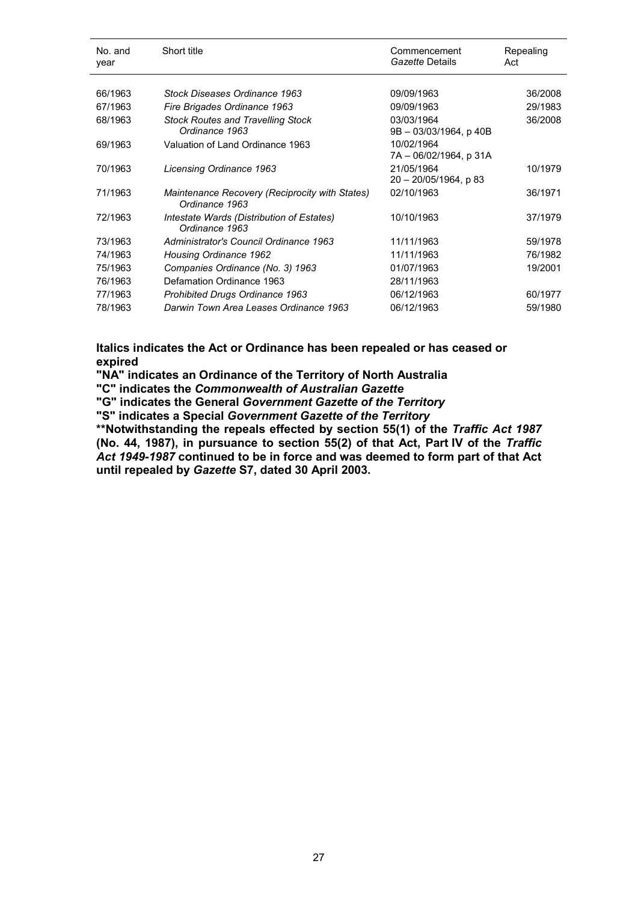| No. and year | Short title | Commencement *Gazette* Details | Repealing Act |
|---|---|---|---|
| 66/1963 | *Stock Diseases Ordinance 1963* | 09/09/1963 | 36/2008 |
| 67/1963 | *Fire Brigades Ordinance 1963* | 09/09/1963 | 29/1983 |
| 68/1963 | *Stock Routes and Travelling Stock Ordinance 1963* | 03/03/1964<br>9B – 03/03/1964, p 40B | 36/2008 |
| 69/1963 | Valuation of Land Ordinance 1963 | 10/02/1964<br>7A – 06/02/1964, p 31A | |
| 70/1963 | *Licensing Ordinance 1963* | 21/05/1964<br>20 – 20/05/1964, p 83 | 10/1979 |
| 71/1963 | *Maintenance Recovery (Reciprocity with States) Ordinance 1963* | 02/10/1963 | 36/1971 |
| 72/1963 | *Intestate Wards (Distribution of Estates) Ordinance 1963* | 10/10/1963 | 37/1979 |
| 73/1963 | *Administrator's Council Ordinance 1963* | 11/11/1963 | 59/1978 |
| 74/1963 | *Housing Ordinance 1962* | 11/11/1963 | 76/1982 |
| 75/1963 | *Companies Ordinance (No. 3) 1963* | 01/07/1963 | 19/2001 |
| 76/1963 | Defamation Ordinance 1963 | 28/11/1963 | |
| 77/1963 | *Prohibited Drugs Ordinance 1963* | 06/12/1963 | 60/1977 |
| 78/1963 | *Darwin Town Area Leases Ordinance 1963* | 06/12/1963 | 59/1980 |

**Italics indicates the Act or Ordinance has been repealed or has ceased or expired**

**"NA" indicates an Ordinance of the Territory of North Australia**

**"C" indicates the *Commonwealth of Australian Gazette***

**"G" indicates the General *Government Gazette of the Territory***

**"S" indicates a Special *Government Gazette of the Territory***

**\*\*Notwithstanding the repeals effected by section 55(1) of the *Traffic Act 1987* (No. 44, 1987), in pursuance to section 55(2) of that Act, Part IV of the *Traffic Act 1949-1987* continued to be in force and was deemed to form part of that Act until repealed by *Gazette* S7, dated 30 April 2003.**